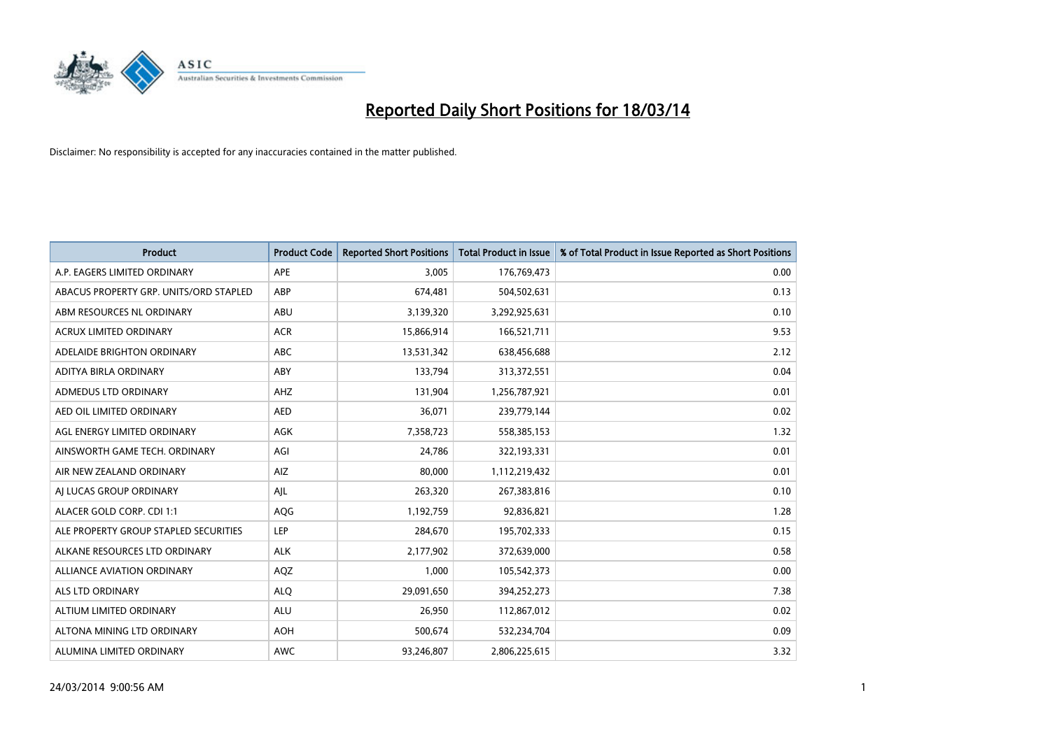# Reported Daily Short Positions for 18/03/14

Disclaimer: No responsibility is accepted for any inaccuracies contained in the matter published.

| Product | Product Code | Reported Short Positions | Total Product in Issue | % of Total Product in Issue Reported as Short Positions |
|---|---|---|---|---|
| A.P. EAGERS LIMITED ORDINARY | APE | 3,005 | 176,769,473 | 0.00 |
| ABACUS PROPERTY GRP. UNITS/ORD STAPLED | ABP | 674,481 | 504,502,631 | 0.13 |
| ABM RESOURCES NL ORDINARY | ABU | 3,139,320 | 3,292,925,631 | 0.10 |
| ACRUX LIMITED ORDINARY | ACR | 15,866,914 | 166,521,711 | 9.53 |
| ADELAIDE BRIGHTON ORDINARY | ABC | 13,531,342 | 638,456,688 | 2.12 |
| ADITYA BIRLA ORDINARY | ABY | 133,794 | 313,372,551 | 0.04 |
| ADMEDUS LTD ORDINARY | AHZ | 131,904 | 1,256,787,921 | 0.01 |
| AED OIL LIMITED ORDINARY | AED | 36,071 | 239,779,144 | 0.02 |
| AGL ENERGY LIMITED ORDINARY | AGK | 7,358,723 | 558,385,153 | 1.32 |
| AINSWORTH GAME TECH. ORDINARY | AGI | 24,786 | 322,193,331 | 0.01 |
| AIR NEW ZEALAND ORDINARY | AIZ | 80,000 | 1,112,219,432 | 0.01 |
| AJ LUCAS GROUP ORDINARY | AJL | 263,320 | 267,383,816 | 0.10 |
| ALACER GOLD CORP. CDI 1:1 | AQG | 1,192,759 | 92,836,821 | 1.28 |
| ALE PROPERTY GROUP STAPLED SECURITIES | LEP | 284,670 | 195,702,333 | 0.15 |
| ALKANE RESOURCES LTD ORDINARY | ALK | 2,177,902 | 372,639,000 | 0.58 |
| ALLIANCE AVIATION ORDINARY | AQZ | 1,000 | 105,542,373 | 0.00 |
| ALS LTD ORDINARY | ALQ | 29,091,650 | 394,252,273 | 7.38 |
| ALTIUM LIMITED ORDINARY | ALU | 26,950 | 112,867,012 | 0.02 |
| ALTONA MINING LTD ORDINARY | AOH | 500,674 | 532,234,704 | 0.09 |
| ALUMINA LIMITED ORDINARY | AWC | 93,246,807 | 2,806,225,615 | 3.32 |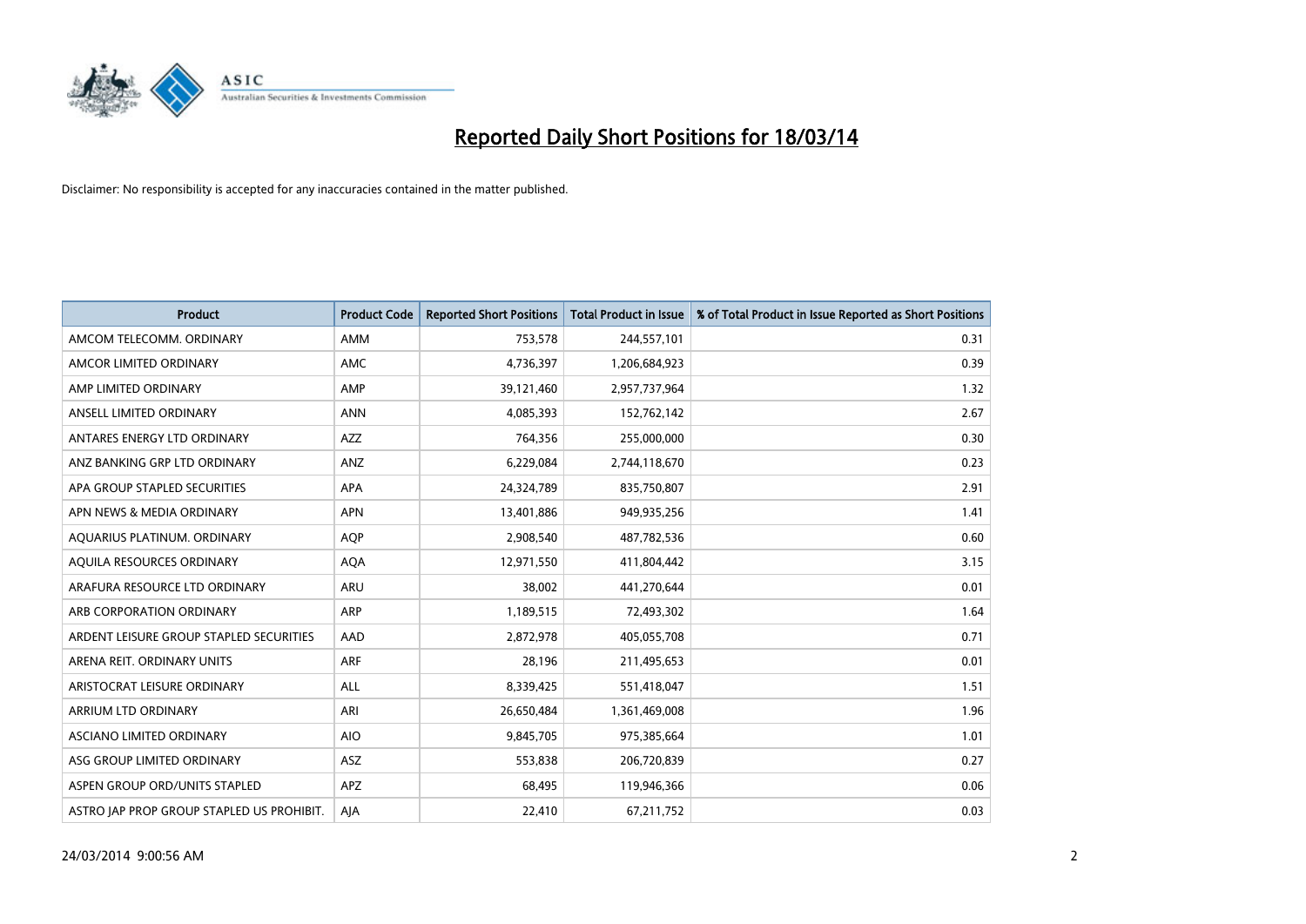# Reported Daily Short Positions for 18/03/14

Disclaimer: No responsibility is accepted for any inaccuracies contained in the matter published.

| Product | Product Code | Reported Short Positions | Total Product in Issue | % of Total Product in Issue Reported as Short Positions |
| --- | --- | --- | --- | --- |
| AMCOM TELECOMM. ORDINARY | AMM | 753,578 | 244,557,101 | 0.31 |
| AMCOR LIMITED ORDINARY | AMC | 4,736,397 | 1,206,684,923 | 0.39 |
| AMP LIMITED ORDINARY | AMP | 39,121,460 | 2,957,737,964 | 1.32 |
| ANSELL LIMITED ORDINARY | ANN | 4,085,393 | 152,762,142 | 2.67 |
| ANTARES ENERGY LTD ORDINARY | AZZ | 764,356 | 255,000,000 | 0.30 |
| ANZ BANKING GRP LTD ORDINARY | ANZ | 6,229,084 | 2,744,118,670 | 0.23 |
| APA GROUP STAPLED SECURITIES | APA | 24,324,789 | 835,750,807 | 2.91 |
| APN NEWS & MEDIA ORDINARY | APN | 13,401,886 | 949,935,256 | 1.41 |
| AQUARIUS PLATINUM. ORDINARY | AQP | 2,908,540 | 487,782,536 | 0.60 |
| AQUILA RESOURCES ORDINARY | AQA | 12,971,550 | 411,804,442 | 3.15 |
| ARAFURA RESOURCE LTD ORDINARY | ARU | 38,002 | 441,270,644 | 0.01 |
| ARB CORPORATION ORDINARY | ARP | 1,189,515 | 72,493,302 | 1.64 |
| ARDENT LEISURE GROUP STAPLED SECURITIES | AAD | 2,872,978 | 405,055,708 | 0.71 |
| ARENA REIT. ORDINARY UNITS | ARF | 28,196 | 211,495,653 | 0.01 |
| ARISTOCRAT LEISURE ORDINARY | ALL | 8,339,425 | 551,418,047 | 1.51 |
| ARRIUM LTD ORDINARY | ARI | 26,650,484 | 1,361,469,008 | 1.96 |
| ASCIANO LIMITED ORDINARY | AIO | 9,845,705 | 975,385,664 | 1.01 |
| ASG GROUP LIMITED ORDINARY | ASZ | 553,838 | 206,720,839 | 0.27 |
| ASPEN GROUP ORD/UNITS STAPLED | APZ | 68,495 | 119,946,366 | 0.06 |
| ASTRO JAP PROP GROUP STAPLED US PROHIBIT. | AJA | 22,410 | 67,211,752 | 0.03 |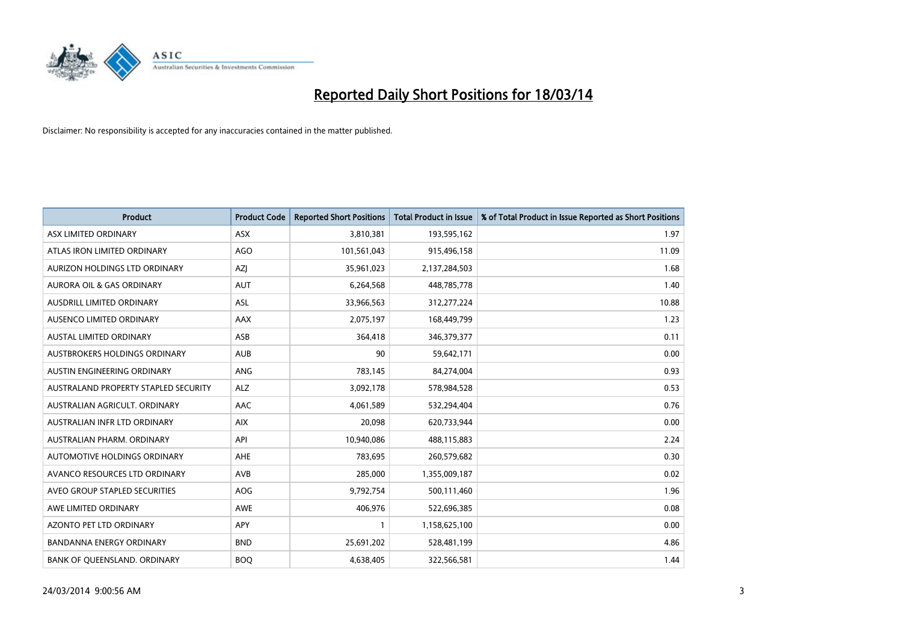# Reported Daily Short Positions for 18/03/14

Disclaimer: No responsibility is accepted for any inaccuracies contained in the matter published.

| Product | Product Code | Reported Short Positions | Total Product in Issue | % of Total Product in Issue Reported as Short Positions |
|---|---|---|---|---|
| ASX LIMITED ORDINARY | ASX | 3,810,381 | 193,595,162 | 1.97 |
| ATLAS IRON LIMITED ORDINARY | AGO | 101,561,043 | 915,496,158 | 11.09 |
| AURIZON HOLDINGS LTD ORDINARY | AZJ | 35,961,023 | 2,137,284,503 | 1.68 |
| AURORA OIL & GAS ORDINARY | AUT | 6,264,568 | 448,785,778 | 1.40 |
| AUSDRILL LIMITED ORDINARY | ASL | 33,966,563 | 312,277,224 | 10.88 |
| AUSENCO LIMITED ORDINARY | AAX | 2,075,197 | 168,449,799 | 1.23 |
| AUSTAL LIMITED ORDINARY | ASB | 364,418 | 346,379,377 | 0.11 |
| AUSTBROKERS HOLDINGS ORDINARY | AUB | 90 | 59,642,171 | 0.00 |
| AUSTIN ENGINEERING ORDINARY | ANG | 783,145 | 84,274,004 | 0.93 |
| AUSTRALAND PROPERTY STAPLED SECURITY | ALZ | 3,092,178 | 578,984,528 | 0.53 |
| AUSTRALIAN AGRICULT. ORDINARY | AAC | 4,061,589 | 532,294,404 | 0.76 |
| AUSTRALIAN INFR LTD ORDINARY | AIX | 20,098 | 620,733,944 | 0.00 |
| AUSTRALIAN PHARM. ORDINARY | API | 10,940,086 | 488,115,883 | 2.24 |
| AUTOMOTIVE HOLDINGS ORDINARY | AHE | 783,695 | 260,579,682 | 0.30 |
| AVANCO RESOURCES LTD ORDINARY | AVB | 285,000 | 1,355,009,187 | 0.02 |
| AVEO GROUP STAPLED SECURITIES | AOG | 9,792,754 | 500,111,460 | 1.96 |
| AWE LIMITED ORDINARY | AWE | 406,976 | 522,696,385 | 0.08 |
| AZONTO PET LTD ORDINARY | APY | 1 | 1,158,625,100 | 0.00 |
| BANDANNA ENERGY ORDINARY | BND | 25,691,202 | 528,481,199 | 4.86 |
| BANK OF QUEENSLAND. ORDINARY | BOQ | 4,638,405 | 322,566,581 | 1.44 |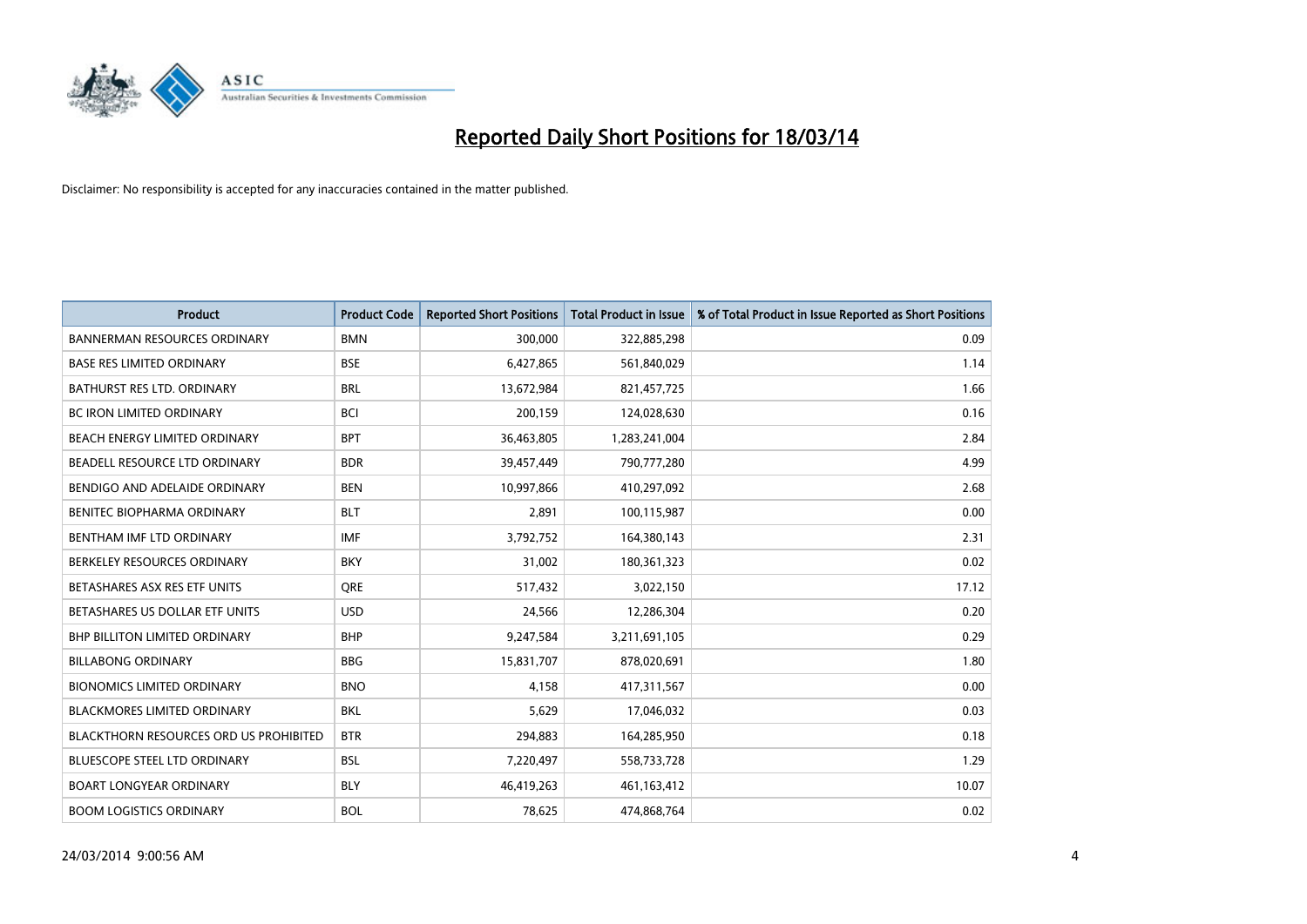# Reported Daily Short Positions for 18/03/14

Disclaimer: No responsibility is accepted for any inaccuracies contained in the matter published.

| Product | Product Code | Reported Short Positions | Total Product in Issue | % of Total Product in Issue Reported as Short Positions |
|---|---|---|---|---|
| BANNERMAN RESOURCES ORDINARY | BMN | 300,000 | 322,885,298 | 0.09 |
| BASE RES LIMITED ORDINARY | BSE | 6,427,865 | 561,840,029 | 1.14 |
| BATHURST RES LTD. ORDINARY | BRL | 13,672,984 | 821,457,725 | 1.66 |
| BC IRON LIMITED ORDINARY | BCI | 200,159 | 124,028,630 | 0.16 |
| BEACH ENERGY LIMITED ORDINARY | BPT | 36,463,805 | 1,283,241,004 | 2.84 |
| BEADELL RESOURCE LTD ORDINARY | BDR | 39,457,449 | 790,777,280 | 4.99 |
| BENDIGO AND ADELAIDE ORDINARY | BEN | 10,997,866 | 410,297,092 | 2.68 |
| BENITEC BIOPHARMA ORDINARY | BLT | 2,891 | 100,115,987 | 0.00 |
| BENTHAM IMF LTD ORDINARY | IMF | 3,792,752 | 164,380,143 | 2.31 |
| BERKELEY RESOURCES ORDINARY | BKY | 31,002 | 180,361,323 | 0.02 |
| BETASHARES ASX RES ETF UNITS | QRE | 517,432 | 3,022,150 | 17.12 |
| BETASHARES US DOLLAR ETF UNITS | USD | 24,566 | 12,286,304 | 0.20 |
| BHP BILLITON LIMITED ORDINARY | BHP | 9,247,584 | 3,211,691,105 | 0.29 |
| BILLABONG ORDINARY | BBG | 15,831,707 | 878,020,691 | 1.80 |
| BIONOMICS LIMITED ORDINARY | BNO | 4,158 | 417,311,567 | 0.00 |
| BLACKMORES LIMITED ORDINARY | BKL | 5,629 | 17,046,032 | 0.03 |
| BLACKTHORN RESOURCES ORD US PROHIBITED | BTR | 294,883 | 164,285,950 | 0.18 |
| BLUESCOPE STEEL LTD ORDINARY | BSL | 7,220,497 | 558,733,728 | 1.29 |
| BOART LONGYEAR ORDINARY | BLY | 46,419,263 | 461,163,412 | 10.07 |
| BOOM LOGISTICS ORDINARY | BOL | 78,625 | 474,868,764 | 0.02 |

24/03/2014 9:00:56 AM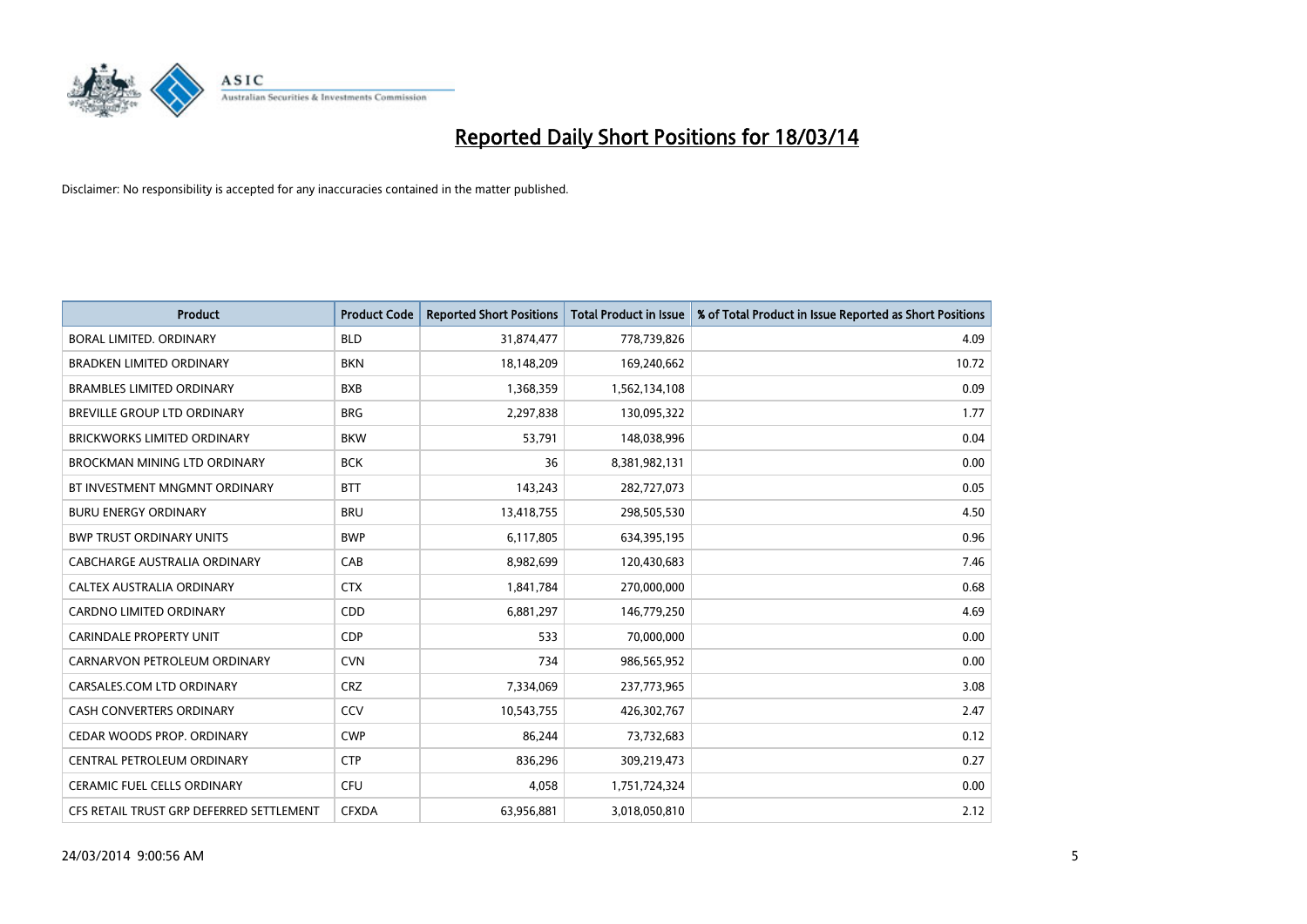# Reported Daily Short Positions for 18/03/14

Disclaimer: No responsibility is accepted for any inaccuracies contained in the matter published.

| Product | Product Code | Reported Short Positions | Total Product in Issue | % of Total Product in Issue Reported as Short Positions |
|---|---|---|---|---|
| BORAL LIMITED. ORDINARY | BLD | 31,874,477 | 778,739,826 | 4.09 |
| BRADKEN LIMITED ORDINARY | BKN | 18,148,209 | 169,240,662 | 10.72 |
| BRAMBLES LIMITED ORDINARY | BXB | 1,368,359 | 1,562,134,108 | 0.09 |
| BREVILLE GROUP LTD ORDINARY | BRG | 2,297,838 | 130,095,322 | 1.77 |
| BRICKWORKS LIMITED ORDINARY | BKW | 53,791 | 148,038,996 | 0.04 |
| BROCKMAN MINING LTD ORDINARY | BCK | 36 | 8,381,982,131 | 0.00 |
| BT INVESTMENT MNGMNT ORDINARY | BTT | 143,243 | 282,727,073 | 0.05 |
| BURU ENERGY ORDINARY | BRU | 13,418,755 | 298,505,530 | 4.50 |
| BWP TRUST ORDINARY UNITS | BWP | 6,117,805 | 634,395,195 | 0.96 |
| CABCHARGE AUSTRALIA ORDINARY | CAB | 8,982,699 | 120,430,683 | 7.46 |
| CALTEX AUSTRALIA ORDINARY | CTX | 1,841,784 | 270,000,000 | 0.68 |
| CARDNO LIMITED ORDINARY | CDD | 6,881,297 | 146,779,250 | 4.69 |
| CARINDALE PROPERTY UNIT | CDP | 533 | 70,000,000 | 0.00 |
| CARNARVON PETROLEUM ORDINARY | CVN | 734 | 986,565,952 | 0.00 |
| CARSALES.COM LTD ORDINARY | CRZ | 7,334,069 | 237,773,965 | 3.08 |
| CASH CONVERTERS ORDINARY | CCV | 10,543,755 | 426,302,767 | 2.47 |
| CEDAR WOODS PROP. ORDINARY | CWP | 86,244 | 73,732,683 | 0.12 |
| CENTRAL PETROLEUM ORDINARY | CTP | 836,296 | 309,219,473 | 0.27 |
| CERAMIC FUEL CELLS ORDINARY | CFU | 4,058 | 1,751,724,324 | 0.00 |
| CFS RETAIL TRUST GRP DEFERRED SETTLEMENT | CFXDA | 63,956,881 | 3,018,050,810 | 2.12 |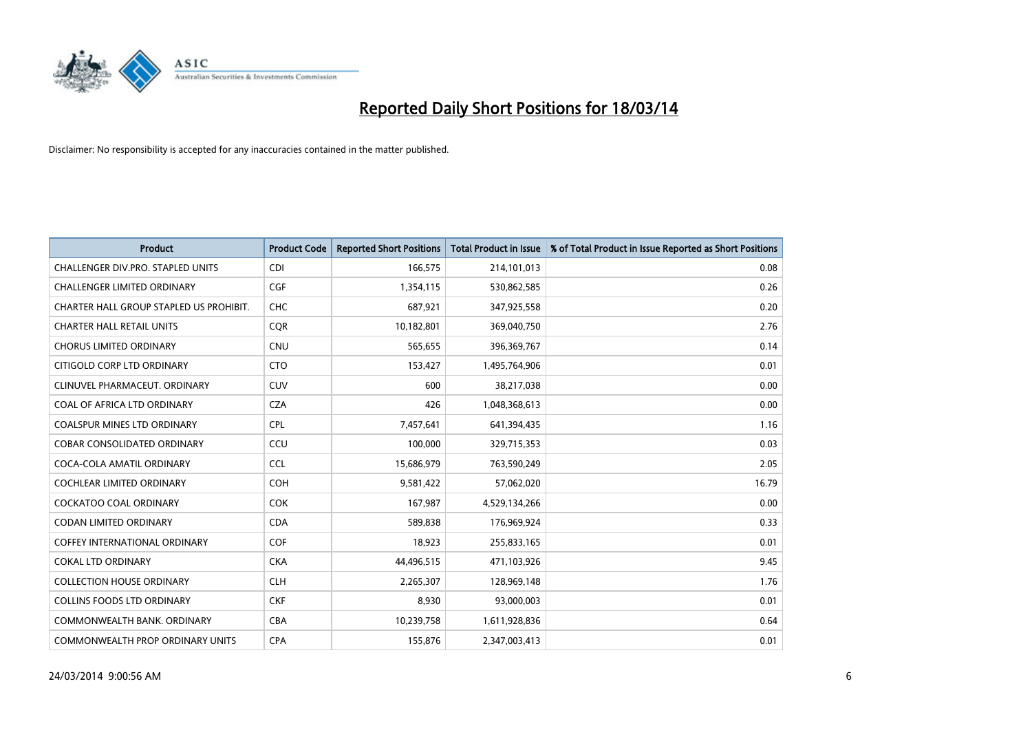# Reported Daily Short Positions for 18/03/14

Disclaimer: No responsibility is accepted for any inaccuracies contained in the matter published.

| Product | Product Code | Reported Short Positions | Total Product in Issue | % of Total Product in Issue Reported as Short Positions |
|---|---|---|---|---|
| CHALLENGER DIV.PRO. STAPLED UNITS | CDI | 166,575 | 214,101,013 | 0.08 |
| CHALLENGER LIMITED ORDINARY | CGF | 1,354,115 | 530,862,585 | 0.26 |
| CHARTER HALL GROUP STAPLED US PROHIBIT. | CHC | 687,921 | 347,925,558 | 0.20 |
| CHARTER HALL RETAIL UNITS | CQR | 10,182,801 | 369,040,750 | 2.76 |
| CHORUS LIMITED ORDINARY | CNU | 565,655 | 396,369,767 | 0.14 |
| CITIGOLD CORP LTD ORDINARY | CTO | 153,427 | 1,495,764,906 | 0.01 |
| CLINUVEL PHARMACEUT. ORDINARY | CUV | 600 | 38,217,038 | 0.00 |
| COAL OF AFRICA LTD ORDINARY | CZA | 426 | 1,048,368,613 | 0.00 |
| COALSPUR MINES LTD ORDINARY | CPL | 7,457,641 | 641,394,435 | 1.16 |
| COBAR CONSOLIDATED ORDINARY | CCU | 100,000 | 329,715,353 | 0.03 |
| COCA-COLA AMATIL ORDINARY | CCL | 15,686,979 | 763,590,249 | 2.05 |
| COCHLEAR LIMITED ORDINARY | COH | 9,581,422 | 57,062,020 | 16.79 |
| COCKATOO COAL ORDINARY | COK | 167,987 | 4,529,134,266 | 0.00 |
| CODAN LIMITED ORDINARY | CDA | 589,838 | 176,969,924 | 0.33 |
| COFFEY INTERNATIONAL ORDINARY | COF | 18,923 | 255,833,165 | 0.01 |
| COKAL LTD ORDINARY | CKA | 44,496,515 | 471,103,926 | 9.45 |
| COLLECTION HOUSE ORDINARY | CLH | 2,265,307 | 128,969,148 | 1.76 |
| COLLINS FOODS LTD ORDINARY | CKF | 8,930 | 93,000,003 | 0.01 |
| COMMONWEALTH BANK. ORDINARY | CBA | 10,239,758 | 1,611,928,836 | 0.64 |
| COMMONWEALTH PROP ORDINARY UNITS | CPA | 155,876 | 2,347,003,413 | 0.01 |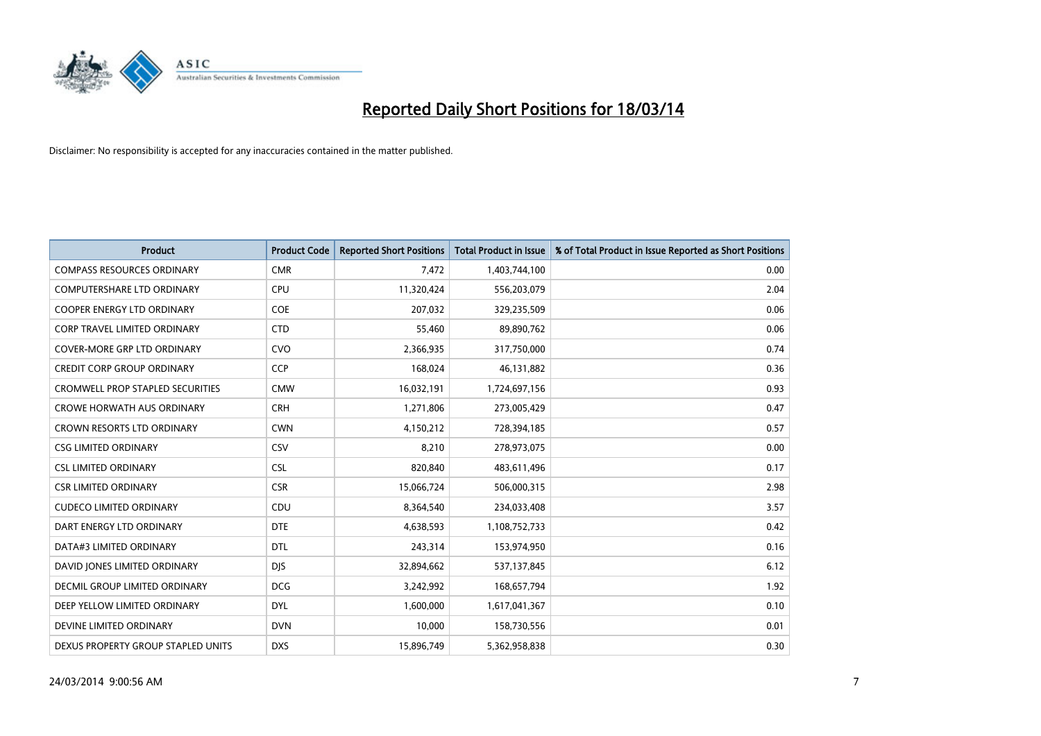# Reported Daily Short Positions for 18/03/14

Disclaimer: No responsibility is accepted for any inaccuracies contained in the matter published.

| Product | Product Code | Reported Short Positions | Total Product in Issue | % of Total Product in Issue Reported as Short Positions |
|---|---|---|---|---|
| COMPASS RESOURCES ORDINARY | CMR | 7,472 | 1,403,744,100 | 0.00 |
| COMPUTERSHARE LTD ORDINARY | CPU | 11,320,424 | 556,203,079 | 2.04 |
| COOPER ENERGY LTD ORDINARY | COE | 207,032 | 329,235,509 | 0.06 |
| CORP TRAVEL LIMITED ORDINARY | CTD | 55,460 | 89,890,762 | 0.06 |
| COVER-MORE GRP LTD ORDINARY | CVO | 2,366,935 | 317,750,000 | 0.74 |
| CREDIT CORP GROUP ORDINARY | CCP | 168,024 | 46,131,882 | 0.36 |
| CROMWELL PROP STAPLED SECURITIES | CMW | 16,032,191 | 1,724,697,156 | 0.93 |
| CROWE HORWATH AUS ORDINARY | CRH | 1,271,806 | 273,005,429 | 0.47 |
| CROWN RESORTS LTD ORDINARY | CWN | 4,150,212 | 728,394,185 | 0.57 |
| CSG LIMITED ORDINARY | CSV | 8,210 | 278,973,075 | 0.00 |
| CSL LIMITED ORDINARY | CSL | 820,840 | 483,611,496 | 0.17 |
| CSR LIMITED ORDINARY | CSR | 15,066,724 | 506,000,315 | 2.98 |
| CUDECO LIMITED ORDINARY | CDU | 8,364,540 | 234,033,408 | 3.57 |
| DART ENERGY LTD ORDINARY | DTE | 4,638,593 | 1,108,752,733 | 0.42 |
| DATA#3 LIMITED ORDINARY | DTL | 243,314 | 153,974,950 | 0.16 |
| DAVID JONES LIMITED ORDINARY | DJS | 32,894,662 | 537,137,845 | 6.12 |
| DECMIL GROUP LIMITED ORDINARY | DCG | 3,242,992 | 168,657,794 | 1.92 |
| DEEP YELLOW LIMITED ORDINARY | DYL | 1,600,000 | 1,617,041,367 | 0.10 |
| DEVINE LIMITED ORDINARY | DVN | 10,000 | 158,730,556 | 0.01 |
| DEXUS PROPERTY GROUP STAPLED UNITS | DXS | 15,896,749 | 5,362,958,838 | 0.30 |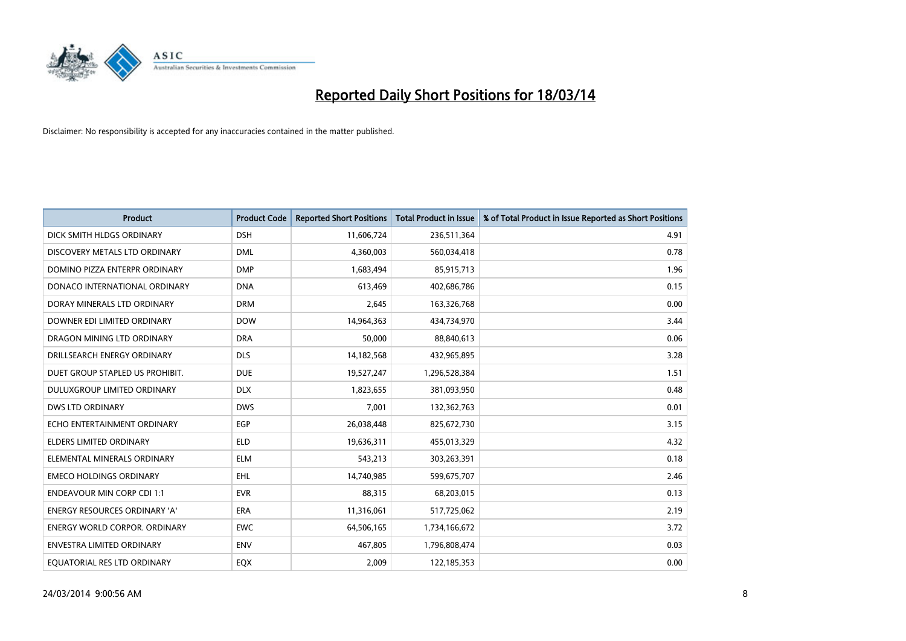# Reported Daily Short Positions for 18/03/14

Disclaimer: No responsibility is accepted for any inaccuracies contained in the matter published.

| Product | Product Code | Reported Short Positions | Total Product in Issue | % of Total Product in Issue Reported as Short Positions |
| --- | --- | --- | --- | --- |
| DICK SMITH HLDGS ORDINARY | DSH | 11,606,724 | 236,511,364 | 4.91 |
| DISCOVERY METALS LTD ORDINARY | DML | 4,360,003 | 560,034,418 | 0.78 |
| DOMINO PIZZA ENTERPR ORDINARY | DMP | 1,683,494 | 85,915,713 | 1.96 |
| DONACO INTERNATIONAL ORDINARY | DNA | 613,469 | 402,686,786 | 0.15 |
| DORAY MINERALS LTD ORDINARY | DRM | 2,645 | 163,326,768 | 0.00 |
| DOWNER EDI LIMITED ORDINARY | DOW | 14,964,363 | 434,734,970 | 3.44 |
| DRAGON MINING LTD ORDINARY | DRA | 50,000 | 88,840,613 | 0.06 |
| DRILLSEARCH ENERGY ORDINARY | DLS | 14,182,568 | 432,965,895 | 3.28 |
| DUET GROUP STAPLED US PROHIBIT. | DUE | 19,527,247 | 1,296,528,384 | 1.51 |
| DULUXGROUP LIMITED ORDINARY | DLX | 1,823,655 | 381,093,950 | 0.48 |
| DWS LTD ORDINARY | DWS | 7,001 | 132,362,763 | 0.01 |
| ECHO ENTERTAINMENT ORDINARY | EGP | 26,038,448 | 825,672,730 | 3.15 |
| ELDERS LIMITED ORDINARY | ELD | 19,636,311 | 455,013,329 | 4.32 |
| ELEMENTAL MINERALS ORDINARY | ELM | 543,213 | 303,263,391 | 0.18 |
| EMECO HOLDINGS ORDINARY | EHL | 14,740,985 | 599,675,707 | 2.46 |
| ENDEAVOUR MIN CORP CDI 1:1 | EVR | 88,315 | 68,203,015 | 0.13 |
| ENERGY RESOURCES ORDINARY 'A' | ERA | 11,316,061 | 517,725,062 | 2.19 |
| ENERGY WORLD CORPOR. ORDINARY | EWC | 64,506,165 | 1,734,166,672 | 3.72 |
| ENVESTRA LIMITED ORDINARY | ENV | 467,805 | 1,796,808,474 | 0.03 |
| EQUATORIAL RES LTD ORDINARY | EQX | 2,009 | 122,185,353 | 0.00 |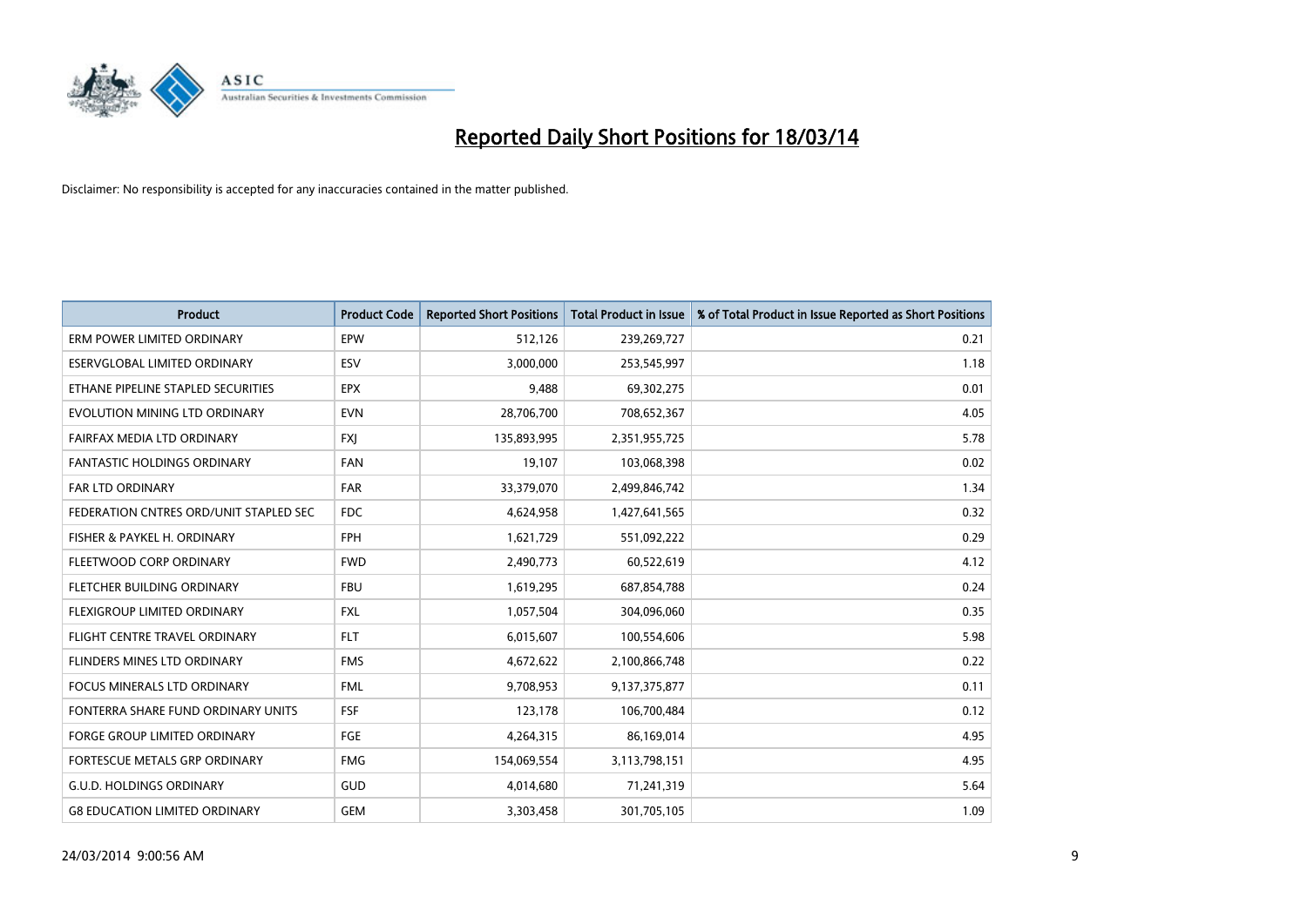# Reported Daily Short Positions for 18/03/14

Disclaimer: No responsibility is accepted for any inaccuracies contained in the matter published.

| Product | Product Code | Reported Short Positions | Total Product in Issue | % of Total Product in Issue Reported as Short Positions |
|---|---|---|---|---|
| ERM POWER LIMITED ORDINARY | EPW | 512,126 | 239,269,727 | 0.21 |
| ESERVGLOBAL LIMITED ORDINARY | ESV | 3,000,000 | 253,545,997 | 1.18 |
| ETHANE PIPELINE STAPLED SECURITIES | EPX | 9,488 | 69,302,275 | 0.01 |
| EVOLUTION MINING LTD ORDINARY | EVN | 28,706,700 | 708,652,367 | 4.05 |
| FAIRFAX MEDIA LTD ORDINARY | FXJ | 135,893,995 | 2,351,955,725 | 5.78 |
| FANTASTIC HOLDINGS ORDINARY | FAN | 19,107 | 103,068,398 | 0.02 |
| FAR LTD ORDINARY | FAR | 33,379,070 | 2,499,846,742 | 1.34 |
| FEDERATION CNTRES ORD/UNIT STAPLED SEC | FDC | 4,624,958 | 1,427,641,565 | 0.32 |
| FISHER & PAYKEL H. ORDINARY | FPH | 1,621,729 | 551,092,222 | 0.29 |
| FLEETWOOD CORP ORDINARY | FWD | 2,490,773 | 60,522,619 | 4.12 |
| FLETCHER BUILDING ORDINARY | FBU | 1,619,295 | 687,854,788 | 0.24 |
| FLEXIGROUP LIMITED ORDINARY | FXL | 1,057,504 | 304,096,060 | 0.35 |
| FLIGHT CENTRE TRAVEL ORDINARY | FLT | 6,015,607 | 100,554,606 | 5.98 |
| FLINDERS MINES LTD ORDINARY | FMS | 4,672,622 | 2,100,866,748 | 0.22 |
| FOCUS MINERALS LTD ORDINARY | FML | 9,708,953 | 9,137,375,877 | 0.11 |
| FONTERRA SHARE FUND ORDINARY UNITS | FSF | 123,178 | 106,700,484 | 0.12 |
| FORGE GROUP LIMITED ORDINARY | FGE | 4,264,315 | 86,169,014 | 4.95 |
| FORTESCUE METALS GRP ORDINARY | FMG | 154,069,554 | 3,113,798,151 | 4.95 |
| G.U.D. HOLDINGS ORDINARY | GUD | 4,014,680 | 71,241,319 | 5.64 |
| G8 EDUCATION LIMITED ORDINARY | GEM | 3,303,458 | 301,705,105 | 1.09 |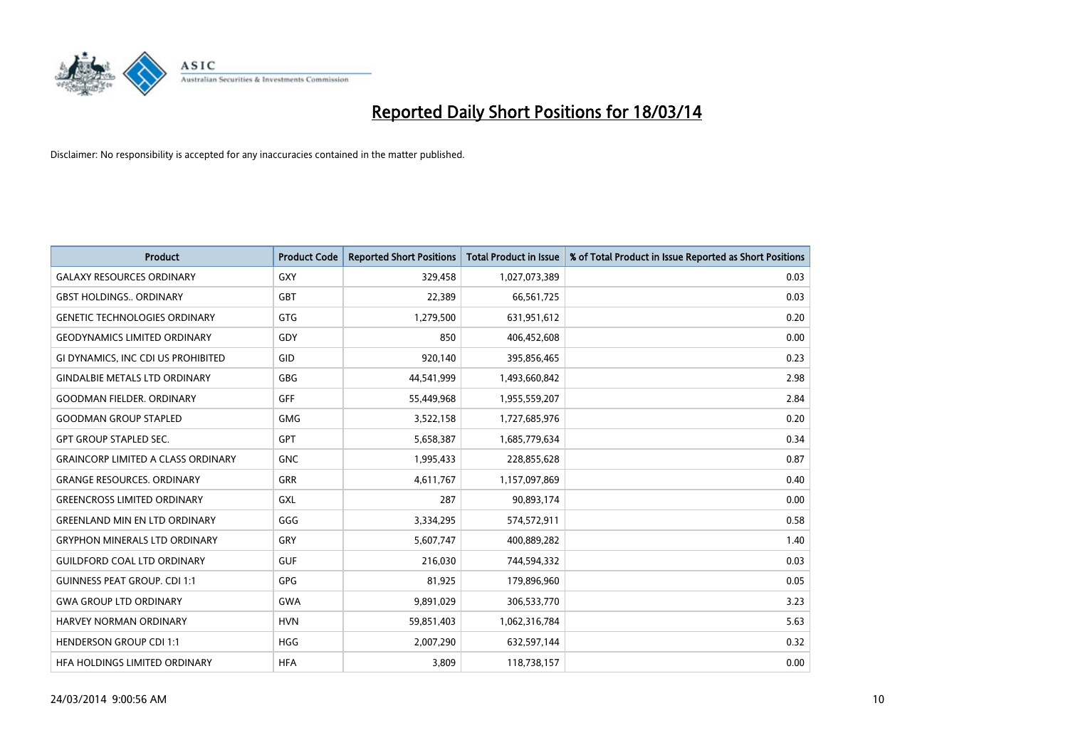# Reported Daily Short Positions for 18/03/14

Disclaimer: No responsibility is accepted for any inaccuracies contained in the matter published.

| Product | Product Code | Reported Short Positions | Total Product in Issue | % of Total Product in Issue Reported as Short Positions |
|---|---|---|---|---|
| GALAXY RESOURCES ORDINARY | GXY | 329,458 | 1,027,073,389 | 0.03 |
| GBST HOLDINGS.. ORDINARY | GBT | 22,389 | 66,561,725 | 0.03 |
| GENETIC TECHNOLOGIES ORDINARY | GTG | 1,279,500 | 631,951,612 | 0.20 |
| GEODYNAMICS LIMITED ORDINARY | GDY | 850 | 406,452,608 | 0.00 |
| GI DYNAMICS, INC CDI US PROHIBITED | GID | 920,140 | 395,856,465 | 0.23 |
| GINDALBIE METALS LTD ORDINARY | GBG | 44,541,999 | 1,493,660,842 | 2.98 |
| GOODMAN FIELDER. ORDINARY | GFF | 55,449,968 | 1,955,559,207 | 2.84 |
| GOODMAN GROUP STAPLED | GMG | 3,522,158 | 1,727,685,976 | 0.20 |
| GPT GROUP STAPLED SEC. | GPT | 5,658,387 | 1,685,779,634 | 0.34 |
| GRAINCORP LIMITED A CLASS ORDINARY | GNC | 1,995,433 | 228,855,628 | 0.87 |
| GRANGE RESOURCES. ORDINARY | GRR | 4,611,767 | 1,157,097,869 | 0.40 |
| GREENCROSS LIMITED ORDINARY | GXL | 287 | 90,893,174 | 0.00 |
| GREENLAND MIN EN LTD ORDINARY | GGG | 3,334,295 | 574,572,911 | 0.58 |
| GRYPHON MINERALS LTD ORDINARY | GRY | 5,607,747 | 400,889,282 | 1.40 |
| GUILDFORD COAL LTD ORDINARY | GUF | 216,030 | 744,594,332 | 0.03 |
| GUINNESS PEAT GROUP. CDI 1:1 | GPG | 81,925 | 179,896,960 | 0.05 |
| GWA GROUP LTD ORDINARY | GWA | 9,891,029 | 306,533,770 | 3.23 |
| HARVEY NORMAN ORDINARY | HVN | 59,851,403 | 1,062,316,784 | 5.63 |
| HENDERSON GROUP CDI 1:1 | HGG | 2,007,290 | 632,597,144 | 0.32 |
| HFA HOLDINGS LIMITED ORDINARY | HFA | 3,809 | 118,738,157 | 0.00 |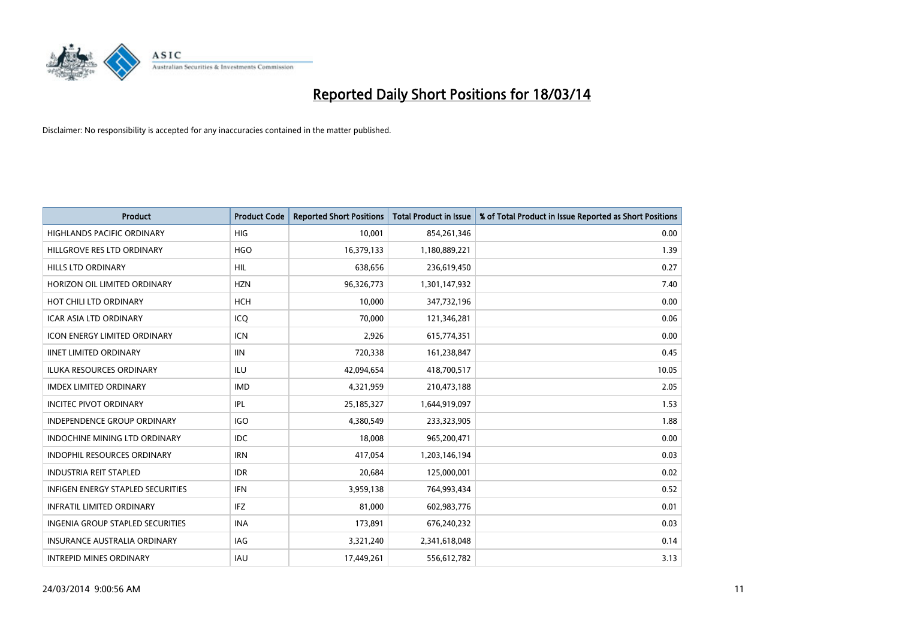# Reported Daily Short Positions for 18/03/14

Disclaimer: No responsibility is accepted for any inaccuracies contained in the matter published.

| Product | Product Code | Reported Short Positions | Total Product in Issue | % of Total Product in Issue Reported as Short Positions |
|---|---|---|---|---|
| HIGHLANDS PACIFIC ORDINARY | HIG | 10,001 | 854,261,346 | 0.00 |
| HILLGROVE RES LTD ORDINARY | HGO | 16,379,133 | 1,180,889,221 | 1.39 |
| HILLS LTD ORDINARY | HIL | 638,656 | 236,619,450 | 0.27 |
| HORIZON OIL LIMITED ORDINARY | HZN | 96,326,773 | 1,301,147,932 | 7.40 |
| HOT CHILI LTD ORDINARY | HCH | 10,000 | 347,732,196 | 0.00 |
| ICAR ASIA LTD ORDINARY | ICQ | 70,000 | 121,346,281 | 0.06 |
| ICON ENERGY LIMITED ORDINARY | ICN | 2,926 | 615,774,351 | 0.00 |
| IINET LIMITED ORDINARY | IIN | 720,338 | 161,238,847 | 0.45 |
| ILUKA RESOURCES ORDINARY | ILU | 42,094,654 | 418,700,517 | 10.05 |
| IMDEX LIMITED ORDINARY | IMD | 4,321,959 | 210,473,188 | 2.05 |
| INCITEC PIVOT ORDINARY | IPL | 25,185,327 | 1,644,919,097 | 1.53 |
| INDEPENDENCE GROUP ORDINARY | IGO | 4,380,549 | 233,323,905 | 1.88 |
| INDOCHINE MINING LTD ORDINARY | IDC | 18,008 | 965,200,471 | 0.00 |
| INDOPHIL RESOURCES ORDINARY | IRN | 417,054 | 1,203,146,194 | 0.03 |
| INDUSTRIA REIT STAPLED | IDR | 20,684 | 125,000,001 | 0.02 |
| INFIGEN ENERGY STAPLED SECURITIES | IFN | 3,959,138 | 764,993,434 | 0.52 |
| INFRATIL LIMITED ORDINARY | IFZ | 81,000 | 602,983,776 | 0.01 |
| INGENIA GROUP STAPLED SECURITIES | INA | 173,891 | 676,240,232 | 0.03 |
| INSURANCE AUSTRALIA ORDINARY | IAG | 3,321,240 | 2,341,618,048 | 0.14 |
| INTREPID MINES ORDINARY | IAU | 17,449,261 | 556,612,782 | 3.13 |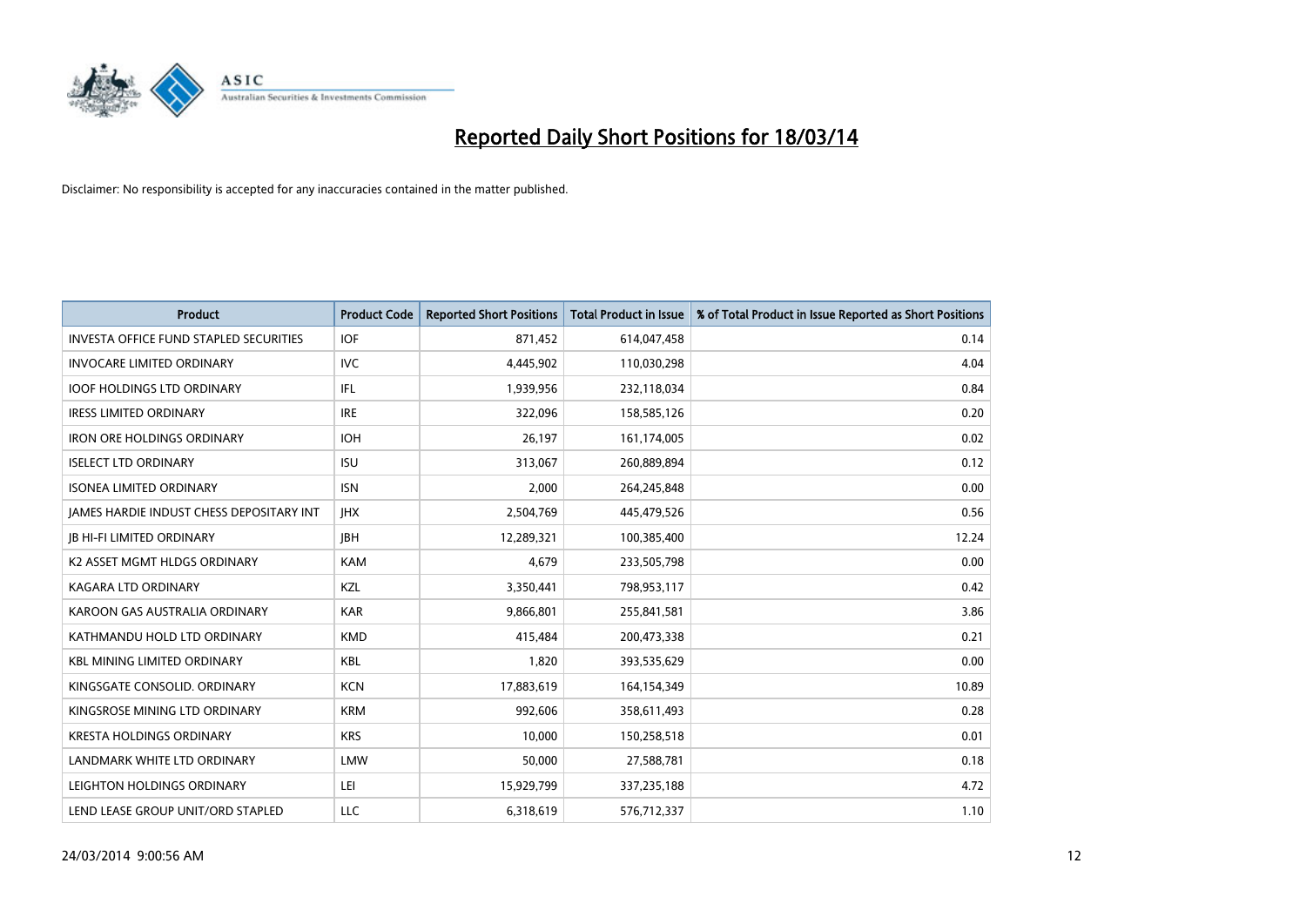# Reported Daily Short Positions for 18/03/14

Disclaimer: No responsibility is accepted for any inaccuracies contained in the matter published.

| Product | Product Code | Reported Short Positions | Total Product in Issue | % of Total Product in Issue Reported as Short Positions |
|---|---|---|---|---|
| INVESTA OFFICE FUND STAPLED SECURITIES | IOF | 871,452 | 614,047,458 | 0.14 |
| INVOCARE LIMITED ORDINARY | IVC | 4,445,902 | 110,030,298 | 4.04 |
| IOOF HOLDINGS LTD ORDINARY | IFL | 1,939,956 | 232,118,034 | 0.84 |
| IRESS LIMITED ORDINARY | IRE | 322,096 | 158,585,126 | 0.20 |
| IRON ORE HOLDINGS ORDINARY | IOH | 26,197 | 161,174,005 | 0.02 |
| ISELECT LTD ORDINARY | ISU | 313,067 | 260,889,894 | 0.12 |
| ISONEA LIMITED ORDINARY | ISN | 2,000 | 264,245,848 | 0.00 |
| JAMES HARDIE INDUST CHESS DEPOSITARY INT | JHX | 2,504,769 | 445,479,526 | 0.56 |
| JB HI-FI LIMITED ORDINARY | JBH | 12,289,321 | 100,385,400 | 12.24 |
| K2 ASSET MGMT HLDGS ORDINARY | KAM | 4,679 | 233,505,798 | 0.00 |
| KAGARA LTD ORDINARY | KZL | 3,350,441 | 798,953,117 | 0.42 |
| KAROON GAS AUSTRALIA ORDINARY | KAR | 9,866,801 | 255,841,581 | 3.86 |
| KATHMANDU HOLD LTD ORDINARY | KMD | 415,484 | 200,473,338 | 0.21 |
| KBL MINING LIMITED ORDINARY | KBL | 1,820 | 393,535,629 | 0.00 |
| KINGSGATE CONSOLID. ORDINARY | KCN | 17,883,619 | 164,154,349 | 10.89 |
| KINGSROSE MINING LTD ORDINARY | KRM | 992,606 | 358,611,493 | 0.28 |
| KRESTA HOLDINGS ORDINARY | KRS | 10,000 | 150,258,518 | 0.01 |
| LANDMARK WHITE LTD ORDINARY | LMW | 50,000 | 27,588,781 | 0.18 |
| LEIGHTON HOLDINGS ORDINARY | LEI | 15,929,799 | 337,235,188 | 4.72 |
| LEND LEASE GROUP UNIT/ORD STAPLED | LLC | 6,318,619 | 576,712,337 | 1.10 |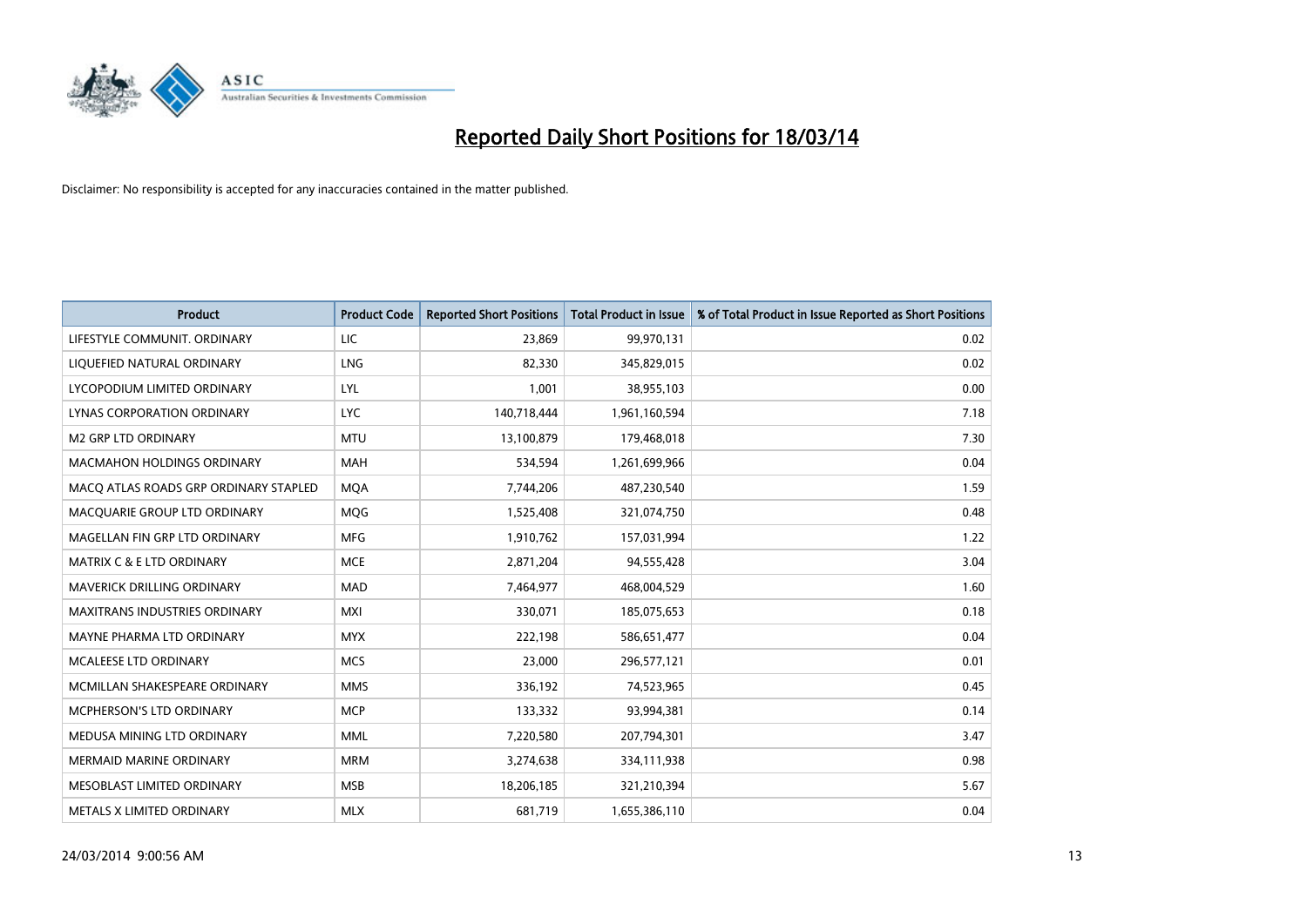# Reported Daily Short Positions for 18/03/14

Disclaimer: No responsibility is accepted for any inaccuracies contained in the matter published.

| Product | Product Code | Reported Short Positions | Total Product in Issue | % of Total Product in Issue Reported as Short Positions |
|---|---|---|---|---|
| LIFESTYLE COMMUNIT. ORDINARY | LIC | 23,869 | 99,970,131 | 0.02 |
| LIQUEFIED NATURAL ORDINARY | LNG | 82,330 | 345,829,015 | 0.02 |
| LYCOPODIUM LIMITED ORDINARY | LYL | 1,001 | 38,955,103 | 0.00 |
| LYNAS CORPORATION ORDINARY | LYC | 140,718,444 | 1,961,160,594 | 7.18 |
| M2 GRP LTD ORDINARY | MTU | 13,100,879 | 179,468,018 | 7.30 |
| MACMAHON HOLDINGS ORDINARY | MAH | 534,594 | 1,261,699,966 | 0.04 |
| MACQ ATLAS ROADS GRP ORDINARY STAPLED | MQA | 7,744,206 | 487,230,540 | 1.59 |
| MACQUARIE GROUP LTD ORDINARY | MQG | 1,525,408 | 321,074,750 | 0.48 |
| MAGELLAN FIN GRP LTD ORDINARY | MFG | 1,910,762 | 157,031,994 | 1.22 |
| MATRIX C & E LTD ORDINARY | MCE | 2,871,204 | 94,555,428 | 3.04 |
| MAVERICK DRILLING ORDINARY | MAD | 7,464,977 | 468,004,529 | 1.60 |
| MAXITRANS INDUSTRIES ORDINARY | MXI | 330,071 | 185,075,653 | 0.18 |
| MAYNE PHARMA LTD ORDINARY | MYX | 222,198 | 586,651,477 | 0.04 |
| MCALEESE LTD ORDINARY | MCS | 23,000 | 296,577,121 | 0.01 |
| MCMILLAN SHAKESPEARE ORDINARY | MMS | 336,192 | 74,523,965 | 0.45 |
| MCPHERSON'S LTD ORDINARY | MCP | 133,332 | 93,994,381 | 0.14 |
| MEDUSA MINING LTD ORDINARY | MML | 7,220,580 | 207,794,301 | 3.47 |
| MERMAID MARINE ORDINARY | MRM | 3,274,638 | 334,111,938 | 0.98 |
| MESOBLAST LIMITED ORDINARY | MSB | 18,206,185 | 321,210,394 | 5.67 |
| METALS X LIMITED ORDINARY | MLX | 681,719 | 1,655,386,110 | 0.04 |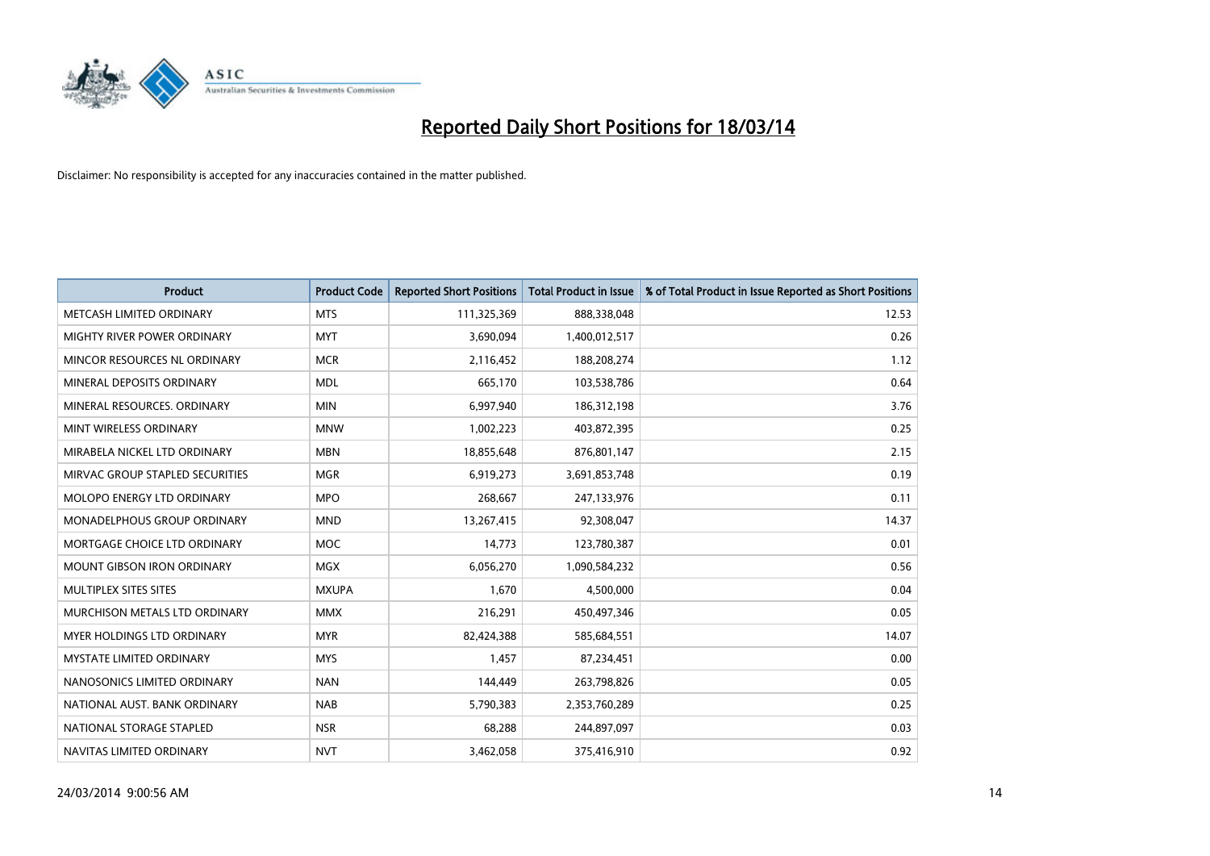# Reported Daily Short Positions for 18/03/14

Disclaimer: No responsibility is accepted for any inaccuracies contained in the matter published.

| Product | Product Code | Reported Short Positions | Total Product in Issue | % of Total Product in Issue Reported as Short Positions |
|---|---|---|---|---|
| METCASH LIMITED ORDINARY | MTS | 111,325,369 | 888,338,048 | 12.53 |
| MIGHTY RIVER POWER ORDINARY | MYT | 3,690,094 | 1,400,012,517 | 0.26 |
| MINCOR RESOURCES NL ORDINARY | MCR | 2,116,452 | 188,208,274 | 1.12 |
| MINERAL DEPOSITS ORDINARY | MDL | 665,170 | 103,538,786 | 0.64 |
| MINERAL RESOURCES. ORDINARY | MIN | 6,997,940 | 186,312,198 | 3.76 |
| MINT WIRELESS ORDINARY | MNW | 1,002,223 | 403,872,395 | 0.25 |
| MIRABELA NICKEL LTD ORDINARY | MBN | 18,855,648 | 876,801,147 | 2.15 |
| MIRVAC GROUP STAPLED SECURITIES | MGR | 6,919,273 | 3,691,853,748 | 0.19 |
| MOLOPO ENERGY LTD ORDINARY | MPO | 268,667 | 247,133,976 | 0.11 |
| MONADELPHOUS GROUP ORDINARY | MND | 13,267,415 | 92,308,047 | 14.37 |
| MORTGAGE CHOICE LTD ORDINARY | MOC | 14,773 | 123,780,387 | 0.01 |
| MOUNT GIBSON IRON ORDINARY | MGX | 6,056,270 | 1,090,584,232 | 0.56 |
| MULTIPLEX SITES SITES | MXUPA | 1,670 | 4,500,000 | 0.04 |
| MURCHISON METALS LTD ORDINARY | MMX | 216,291 | 450,497,346 | 0.05 |
| MYER HOLDINGS LTD ORDINARY | MYR | 82,424,388 | 585,684,551 | 14.07 |
| MYSTATE LIMITED ORDINARY | MYS | 1,457 | 87,234,451 | 0.00 |
| NANOSONICS LIMITED ORDINARY | NAN | 144,449 | 263,798,826 | 0.05 |
| NATIONAL AUST. BANK ORDINARY | NAB | 5,790,383 | 2,353,760,289 | 0.25 |
| NATIONAL STORAGE STAPLED | NSR | 68,288 | 244,897,097 | 0.03 |
| NAVITAS LIMITED ORDINARY | NVT | 3,462,058 | 375,416,910 | 0.92 |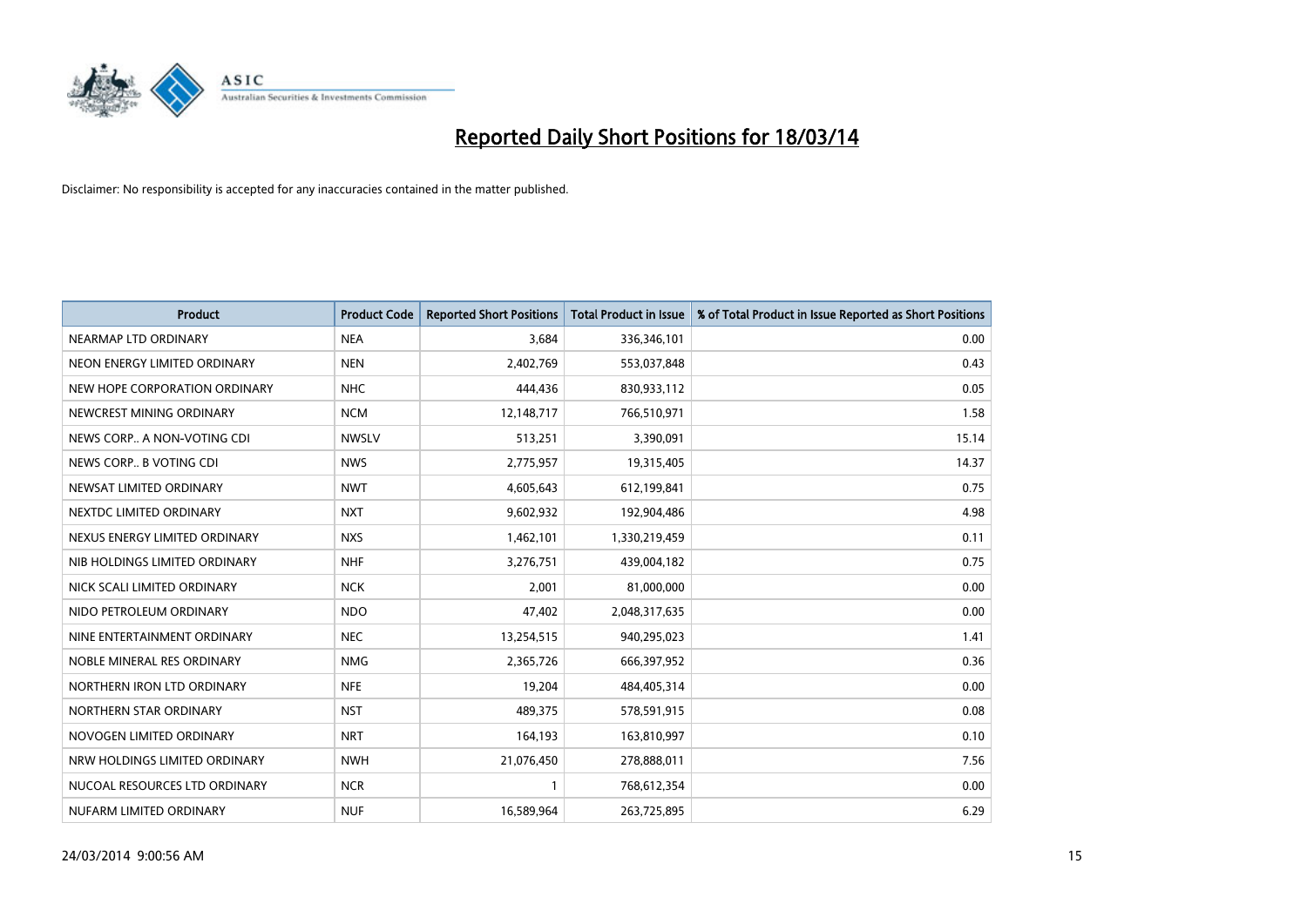# Reported Daily Short Positions for 18/03/14

Disclaimer: No responsibility is accepted for any inaccuracies contained in the matter published.

| Product | Product Code | Reported Short Positions | Total Product in Issue | % of Total Product in Issue Reported as Short Positions |
|---|---|---|---|---|
| NEARMAP LTD ORDINARY | NEA | 3,684 | 336,346,101 | 0.00 |
| NEON ENERGY LIMITED ORDINARY | NEN | 2,402,769 | 553,037,848 | 0.43 |
| NEW HOPE CORPORATION ORDINARY | NHC | 444,436 | 830,933,112 | 0.05 |
| NEWCREST MINING ORDINARY | NCM | 12,148,717 | 766,510,971 | 1.58 |
| NEWS CORP.. A NON-VOTING CDI | NWSLV | 513,251 | 3,390,091 | 15.14 |
| NEWS CORP.. B VOTING CDI | NWS | 2,775,957 | 19,315,405 | 14.37 |
| NEWSAT LIMITED ORDINARY | NWT | 4,605,643 | 612,199,841 | 0.75 |
| NEXTDC LIMITED ORDINARY | NXT | 9,602,932 | 192,904,486 | 4.98 |
| NEXUS ENERGY LIMITED ORDINARY | NXS | 1,462,101 | 1,330,219,459 | 0.11 |
| NIB HOLDINGS LIMITED ORDINARY | NHF | 3,276,751 | 439,004,182 | 0.75 |
| NICK SCALI LIMITED ORDINARY | NCK | 2,001 | 81,000,000 | 0.00 |
| NIDO PETROLEUM ORDINARY | NDO | 47,402 | 2,048,317,635 | 0.00 |
| NINE ENTERTAINMENT ORDINARY | NEC | 13,254,515 | 940,295,023 | 1.41 |
| NOBLE MINERAL RES ORDINARY | NMG | 2,365,726 | 666,397,952 | 0.36 |
| NORTHERN IRON LTD ORDINARY | NFE | 19,204 | 484,405,314 | 0.00 |
| NORTHERN STAR ORDINARY | NST | 489,375 | 578,591,915 | 0.08 |
| NOVOGEN LIMITED ORDINARY | NRT | 164,193 | 163,810,997 | 0.10 |
| NRW HOLDINGS LIMITED ORDINARY | NWH | 21,076,450 | 278,888,011 | 7.56 |
| NUCOAL RESOURCES LTD ORDINARY | NCR | 1 | 768,612,354 | 0.00 |
| NUFARM LIMITED ORDINARY | NUF | 16,589,964 | 263,725,895 | 6.29 |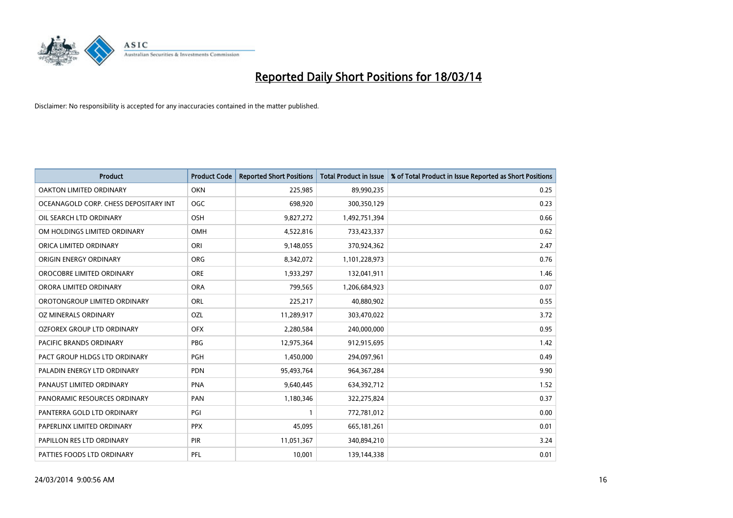# Reported Daily Short Positions for 18/03/14

Disclaimer: No responsibility is accepted for any inaccuracies contained in the matter published.

| Product | Product Code | Reported Short Positions | Total Product in Issue | % of Total Product in Issue Reported as Short Positions |
|---|---|---|---|---|
| OAKTON LIMITED ORDINARY | OKN | 225,985 | 89,990,235 | 0.25 |
| OCEANAGOLD CORP. CHESS DEPOSITARY INT | OGC | 698,920 | 300,350,129 | 0.23 |
| OIL SEARCH LTD ORDINARY | OSH | 9,827,272 | 1,492,751,394 | 0.66 |
| OM HOLDINGS LIMITED ORDINARY | OMH | 4,522,816 | 733,423,337 | 0.62 |
| ORICA LIMITED ORDINARY | ORI | 9,148,055 | 370,924,362 | 2.47 |
| ORIGIN ENERGY ORDINARY | ORG | 8,342,072 | 1,101,228,973 | 0.76 |
| OROCOBRE LIMITED ORDINARY | ORE | 1,933,297 | 132,041,911 | 1.46 |
| ORORA LIMITED ORDINARY | ORA | 799,565 | 1,206,684,923 | 0.07 |
| OROTONGROUP LIMITED ORDINARY | ORL | 225,217 | 40,880,902 | 0.55 |
| OZ MINERALS ORDINARY | OZL | 11,289,917 | 303,470,022 | 3.72 |
| OZFOREX GROUP LTD ORDINARY | OFX | 2,280,584 | 240,000,000 | 0.95 |
| PACIFIC BRANDS ORDINARY | PBG | 12,975,364 | 912,915,695 | 1.42 |
| PACT GROUP HLDGS LTD ORDINARY | PGH | 1,450,000 | 294,097,961 | 0.49 |
| PALADIN ENERGY LTD ORDINARY | PDN | 95,493,764 | 964,367,284 | 9.90 |
| PANAUST LIMITED ORDINARY | PNA | 9,640,445 | 634,392,712 | 1.52 |
| PANORAMIC RESOURCES ORDINARY | PAN | 1,180,346 | 322,275,824 | 0.37 |
| PANTERRA GOLD LTD ORDINARY | PGI | 1 | 772,781,012 | 0.00 |
| PAPERLINX LIMITED ORDINARY | PPX | 45,095 | 665,181,261 | 0.01 |
| PAPILLON RES LTD ORDINARY | PIR | 11,051,367 | 340,894,210 | 3.24 |
| PATTIES FOODS LTD ORDINARY | PFL | 10,001 | 139,144,338 | 0.01 |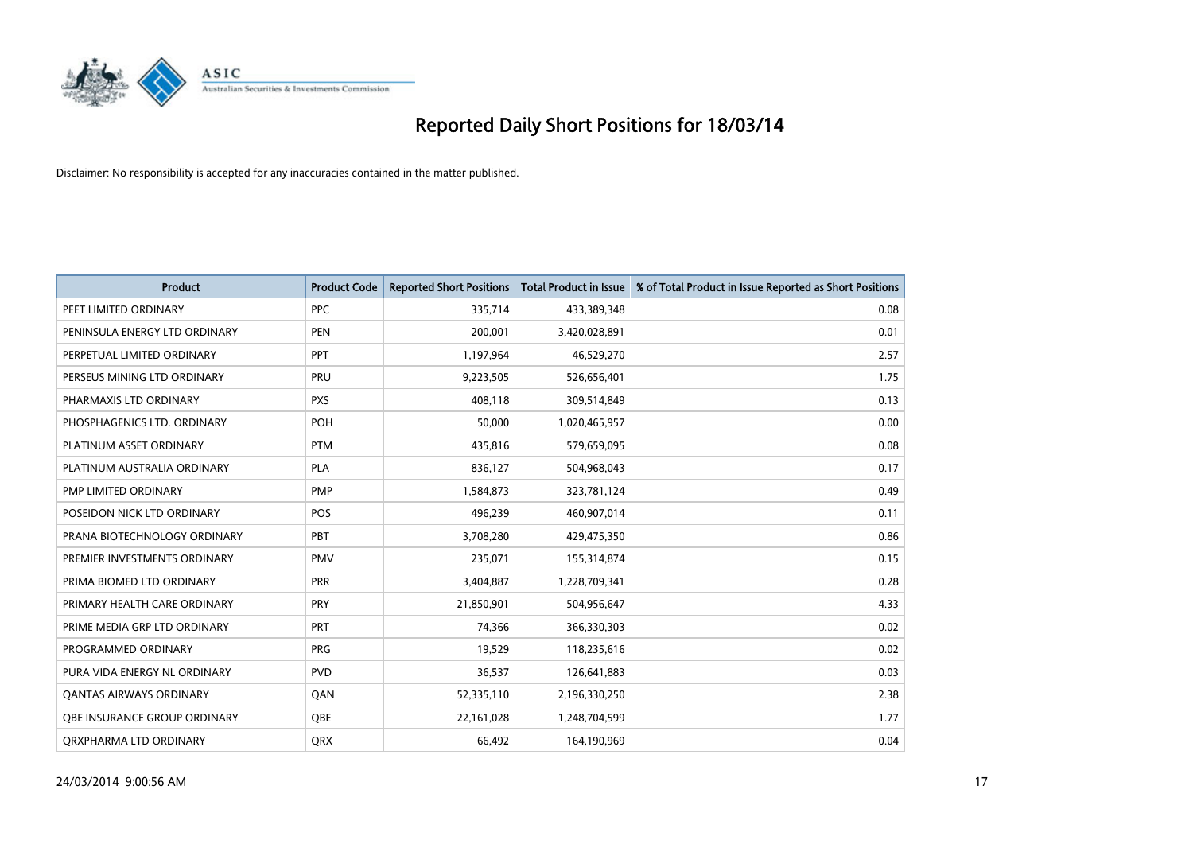# Reported Daily Short Positions for 18/03/14

Disclaimer: No responsibility is accepted for any inaccuracies contained in the matter published.

| Product | Product Code | Reported Short Positions | Total Product in Issue | % of Total Product in Issue Reported as Short Positions |
|---|---|---|---|---|
| PEET LIMITED ORDINARY | PPC | 335,714 | 433,389,348 | 0.08 |
| PENINSULA ENERGY LTD ORDINARY | PEN | 200,001 | 3,420,028,891 | 0.01 |
| PERPETUAL LIMITED ORDINARY | PPT | 1,197,964 | 46,529,270 | 2.57 |
| PERSEUS MINING LTD ORDINARY | PRU | 9,223,505 | 526,656,401 | 1.75 |
| PHARMAXIS LTD ORDINARY | PXS | 408,118 | 309,514,849 | 0.13 |
| PHOSPHAGENICS LTD. ORDINARY | POH | 50,000 | 1,020,465,957 | 0.00 |
| PLATINUM ASSET ORDINARY | PTM | 435,816 | 579,659,095 | 0.08 |
| PLATINUM AUSTRALIA ORDINARY | PLA | 836,127 | 504,968,043 | 0.17 |
| PMP LIMITED ORDINARY | PMP | 1,584,873 | 323,781,124 | 0.49 |
| POSEIDON NICK LTD ORDINARY | POS | 496,239 | 460,907,014 | 0.11 |
| PRANA BIOTECHNOLOGY ORDINARY | PBT | 3,708,280 | 429,475,350 | 0.86 |
| PREMIER INVESTMENTS ORDINARY | PMV | 235,071 | 155,314,874 | 0.15 |
| PRIMA BIOMED LTD ORDINARY | PRR | 3,404,887 | 1,228,709,341 | 0.28 |
| PRIMARY HEALTH CARE ORDINARY | PRY | 21,850,901 | 504,956,647 | 4.33 |
| PRIME MEDIA GRP LTD ORDINARY | PRT | 74,366 | 366,330,303 | 0.02 |
| PROGRAMMED ORDINARY | PRG | 19,529 | 118,235,616 | 0.02 |
| PURA VIDA ENERGY NL ORDINARY | PVD | 36,537 | 126,641,883 | 0.03 |
| QANTAS AIRWAYS ORDINARY | QAN | 52,335,110 | 2,196,330,250 | 2.38 |
| QBE INSURANCE GROUP ORDINARY | QBE | 22,161,028 | 1,248,704,599 | 1.77 |
| QRXPHARMA LTD ORDINARY | QRX | 66,492 | 164,190,969 | 0.04 |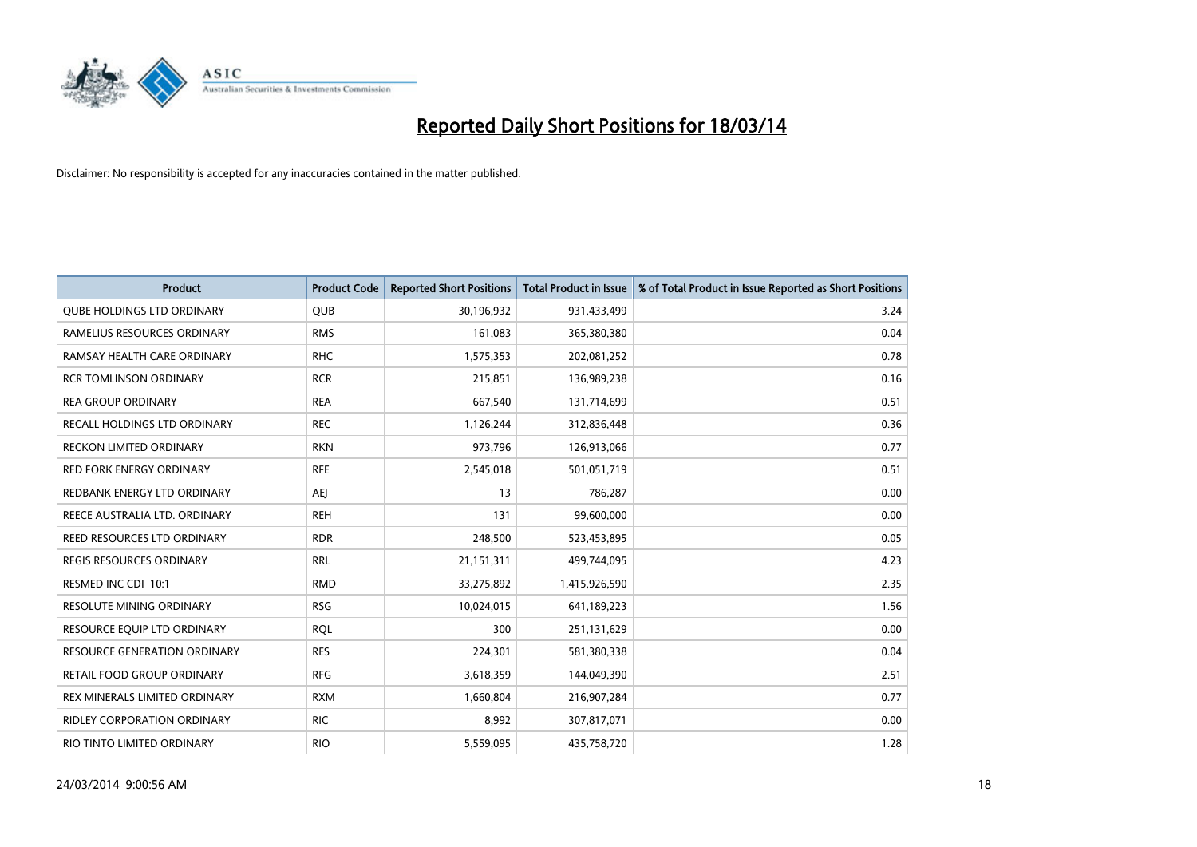# Reported Daily Short Positions for 18/03/14

Disclaimer: No responsibility is accepted for any inaccuracies contained in the matter published.

| Product | Product Code | Reported Short Positions | Total Product in Issue | % of Total Product in Issue Reported as Short Positions |
|---|---|---|---|---|
| QUBE HOLDINGS LTD ORDINARY | QUB | 30,196,932 | 931,433,499 | 3.24 |
| RAMELIUS RESOURCES ORDINARY | RMS | 161,083 | 365,380,380 | 0.04 |
| RAMSAY HEALTH CARE ORDINARY | RHC | 1,575,353 | 202,081,252 | 0.78 |
| RCR TOMLINSON ORDINARY | RCR | 215,851 | 136,989,238 | 0.16 |
| REA GROUP ORDINARY | REA | 667,540 | 131,714,699 | 0.51 |
| RECALL HOLDINGS LTD ORDINARY | REC | 1,126,244 | 312,836,448 | 0.36 |
| RECKON LIMITED ORDINARY | RKN | 973,796 | 126,913,066 | 0.77 |
| RED FORK ENERGY ORDINARY | RFE | 2,545,018 | 501,051,719 | 0.51 |
| REDBANK ENERGY LTD ORDINARY | AEJ | 13 | 786,287 | 0.00 |
| REECE AUSTRALIA LTD. ORDINARY | REH | 131 | 99,600,000 | 0.00 |
| REED RESOURCES LTD ORDINARY | RDR | 248,500 | 523,453,895 | 0.05 |
| REGIS RESOURCES ORDINARY | RRL | 21,151,311 | 499,744,095 | 4.23 |
| RESMED INC CDI 10:1 | RMD | 33,275,892 | 1,415,926,590 | 2.35 |
| RESOLUTE MINING ORDINARY | RSG | 10,024,015 | 641,189,223 | 1.56 |
| RESOURCE EQUIP LTD ORDINARY | RQL | 300 | 251,131,629 | 0.00 |
| RESOURCE GENERATION ORDINARY | RES | 224,301 | 581,380,338 | 0.04 |
| RETAIL FOOD GROUP ORDINARY | RFG | 3,618,359 | 144,049,390 | 2.51 |
| REX MINERALS LIMITED ORDINARY | RXM | 1,660,804 | 216,907,284 | 0.77 |
| RIDLEY CORPORATION ORDINARY | RIC | 8,992 | 307,817,071 | 0.00 |
| RIO TINTO LIMITED ORDINARY | RIO | 5,559,095 | 435,758,720 | 1.28 |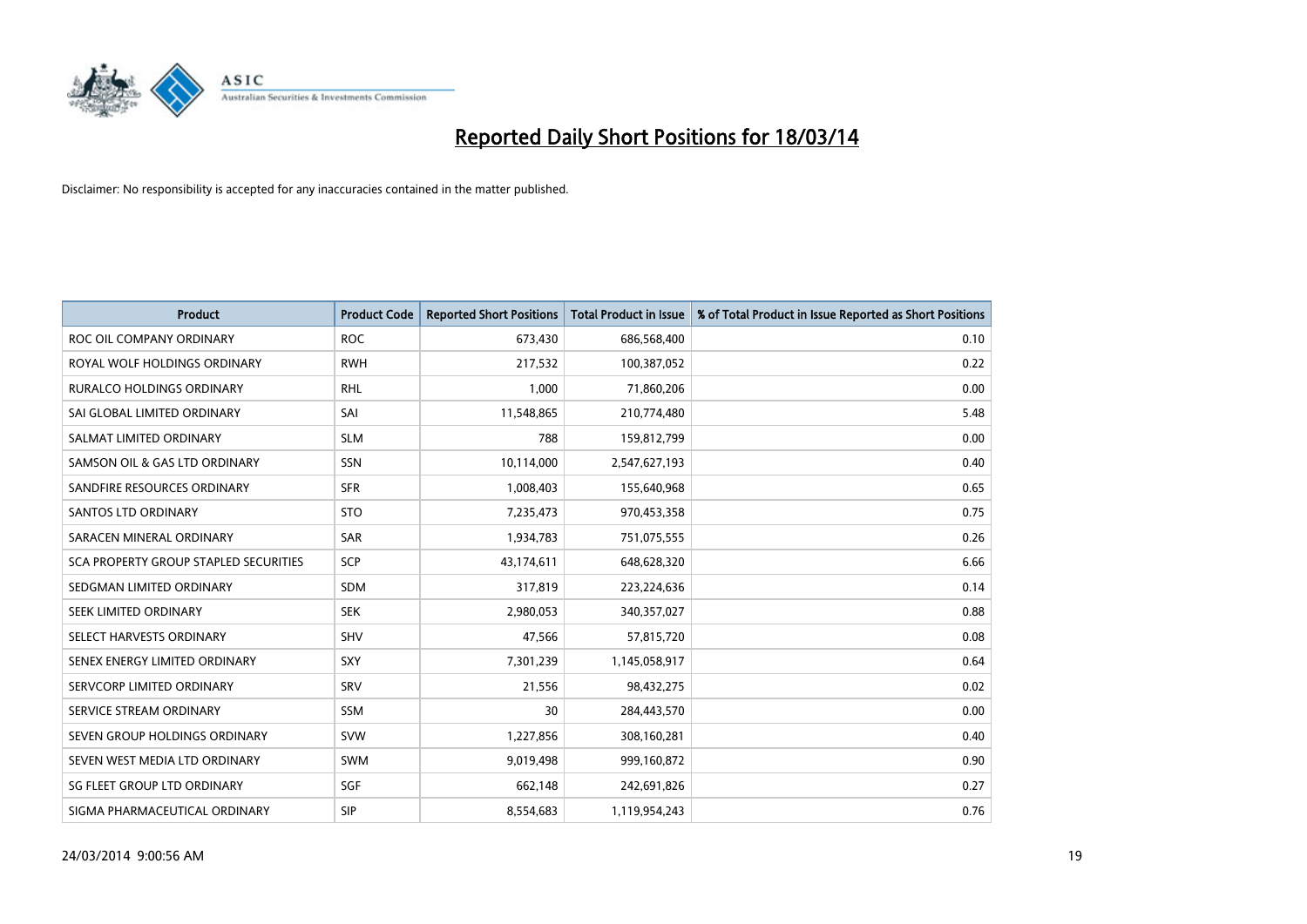# Reported Daily Short Positions for 18/03/14

Disclaimer: No responsibility is accepted for any inaccuracies contained in the matter published.

| Product | Product Code | Reported Short Positions | Total Product in Issue | % of Total Product in Issue Reported as Short Positions |
| --- | --- | --- | --- | --- |
| ROC OIL COMPANY ORDINARY | ROC | 673,430 | 686,568,400 | 0.10 |
| ROYAL WOLF HOLDINGS ORDINARY | RWH | 217,532 | 100,387,052 | 0.22 |
| RURALCO HOLDINGS ORDINARY | RHL | 1,000 | 71,860,206 | 0.00 |
| SAI GLOBAL LIMITED ORDINARY | SAI | 11,548,865 | 210,774,480 | 5.48 |
| SALMAT LIMITED ORDINARY | SLM | 788 | 159,812,799 | 0.00 |
| SAMSON OIL & GAS LTD ORDINARY | SSN | 10,114,000 | 2,547,627,193 | 0.40 |
| SANDFIRE RESOURCES ORDINARY | SFR | 1,008,403 | 155,640,968 | 0.65 |
| SANTOS LTD ORDINARY | STO | 7,235,473 | 970,453,358 | 0.75 |
| SARACEN MINERAL ORDINARY | SAR | 1,934,783 | 751,075,555 | 0.26 |
| SCA PROPERTY GROUP STAPLED SECURITIES | SCP | 43,174,611 | 648,628,320 | 6.66 |
| SEDGMAN LIMITED ORDINARY | SDM | 317,819 | 223,224,636 | 0.14 |
| SEEK LIMITED ORDINARY | SEK | 2,980,053 | 340,357,027 | 0.88 |
| SELECT HARVESTS ORDINARY | SHV | 47,566 | 57,815,720 | 0.08 |
| SENEX ENERGY LIMITED ORDINARY | SXY | 7,301,239 | 1,145,058,917 | 0.64 |
| SERVCORP LIMITED ORDINARY | SRV | 21,556 | 98,432,275 | 0.02 |
| SERVICE STREAM ORDINARY | SSM | 30 | 284,443,570 | 0.00 |
| SEVEN GROUP HOLDINGS ORDINARY | SVW | 1,227,856 | 308,160,281 | 0.40 |
| SEVEN WEST MEDIA LTD ORDINARY | SWM | 9,019,498 | 999,160,872 | 0.90 |
| SG FLEET GROUP LTD ORDINARY | SGF | 662,148 | 242,691,826 | 0.27 |
| SIGMA PHARMACEUTICAL ORDINARY | SIP | 8,554,683 | 1,119,954,243 | 0.76 |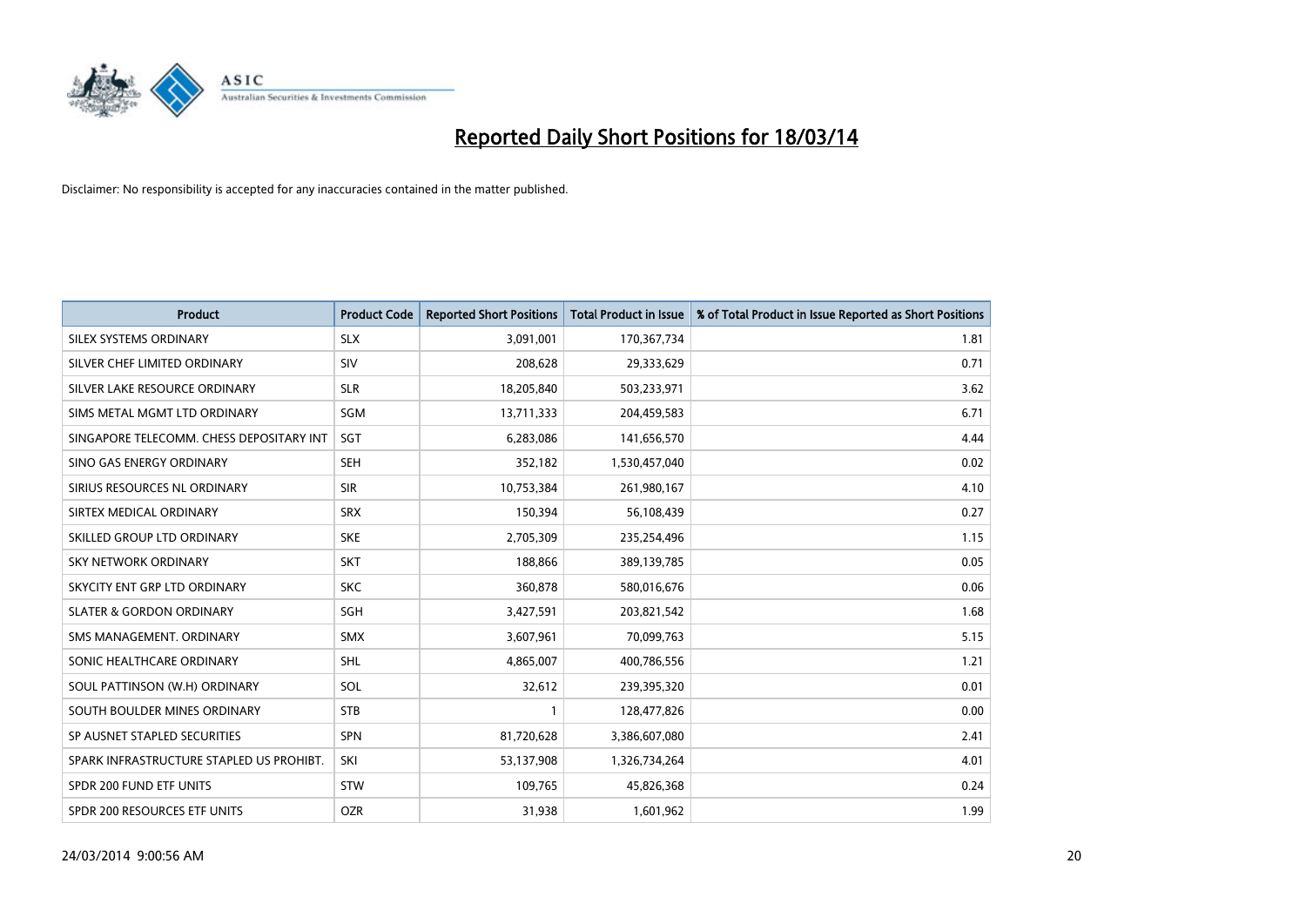# Reported Daily Short Positions for 18/03/14

Disclaimer: No responsibility is accepted for any inaccuracies contained in the matter published.

| Product | Product Code | Reported Short Positions | Total Product in Issue | % of Total Product in Issue Reported as Short Positions |
|---|---|---|---|---|
| SILEX SYSTEMS ORDINARY | SLX | 3,091,001 | 170,367,734 | 1.81 |
| SILVER CHEF LIMITED ORDINARY | SIV | 208,628 | 29,333,629 | 0.71 |
| SILVER LAKE RESOURCE ORDINARY | SLR | 18,205,840 | 503,233,971 | 3.62 |
| SIMS METAL MGMT LTD ORDINARY | SGM | 13,711,333 | 204,459,583 | 6.71 |
| SINGAPORE TELECOMM. CHESS DEPOSITARY INT | SGT | 6,283,086 | 141,656,570 | 4.44 |
| SINO GAS ENERGY ORDINARY | SEH | 352,182 | 1,530,457,040 | 0.02 |
| SIRIUS RESOURCES NL ORDINARY | SIR | 10,753,384 | 261,980,167 | 4.10 |
| SIRTEX MEDICAL ORDINARY | SRX | 150,394 | 56,108,439 | 0.27 |
| SKILLED GROUP LTD ORDINARY | SKE | 2,705,309 | 235,254,496 | 1.15 |
| SKY NETWORK ORDINARY | SKT | 188,866 | 389,139,785 | 0.05 |
| SKYCITY ENT GRP LTD ORDINARY | SKC | 360,878 | 580,016,676 | 0.06 |
| SLATER & GORDON ORDINARY | SGH | 3,427,591 | 203,821,542 | 1.68 |
| SMS MANAGEMENT. ORDINARY | SMX | 3,607,961 | 70,099,763 | 5.15 |
| SONIC HEALTHCARE ORDINARY | SHL | 4,865,007 | 400,786,556 | 1.21 |
| SOUL PATTINSON (W.H) ORDINARY | SOL | 32,612 | 239,395,320 | 0.01 |
| SOUTH BOULDER MINES ORDINARY | STB | 1 | 128,477,826 | 0.00 |
| SP AUSNET STAPLED SECURITIES | SPN | 81,720,628 | 3,386,607,080 | 2.41 |
| SPARK INFRASTRUCTURE STAPLED US PROHIBT. | SKI | 53,137,908 | 1,326,734,264 | 4.01 |
| SPDR 200 FUND ETF UNITS | STW | 109,765 | 45,826,368 | 0.24 |
| SPDR 200 RESOURCES ETF UNITS | OZR | 31,938 | 1,601,962 | 1.99 |

24/03/2014 9:00:56 AM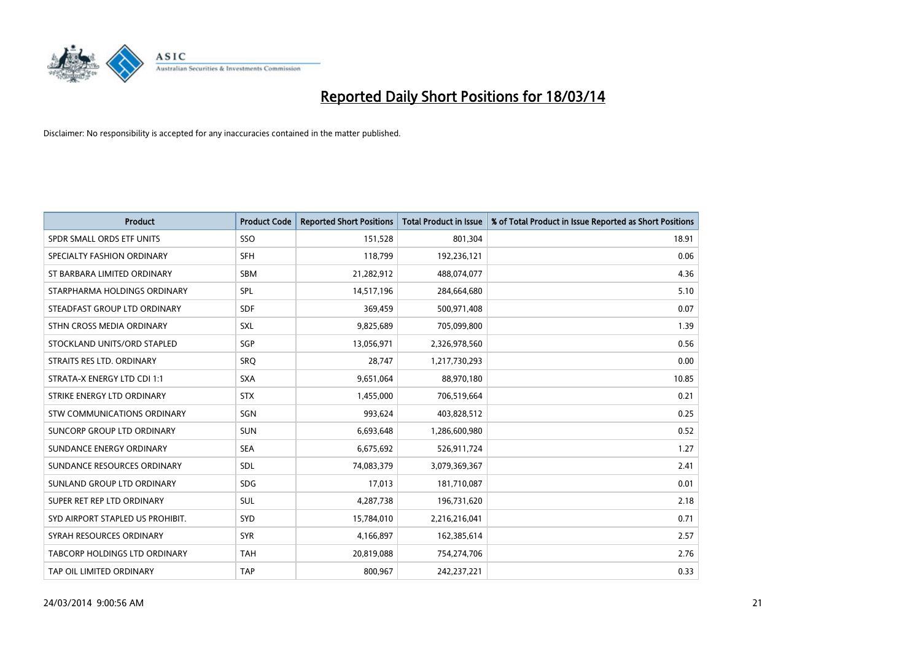# Reported Daily Short Positions for 18/03/14

Disclaimer: No responsibility is accepted for any inaccuracies contained in the matter published.

| Product | Product Code | Reported Short Positions | Total Product in Issue | % of Total Product in Issue Reported as Short Positions |
| --- | --- | --- | --- | --- |
| SPDR SMALL ORDS ETF UNITS | SSO | 151,528 | 801,304 | 18.91 |
| SPECIALTY FASHION ORDINARY | SFH | 118,799 | 192,236,121 | 0.06 |
| ST BARBARA LIMITED ORDINARY | SBM | 21,282,912 | 488,074,077 | 4.36 |
| STARPHARMA HOLDINGS ORDINARY | SPL | 14,517,196 | 284,664,680 | 5.10 |
| STEADFAST GROUP LTD ORDINARY | SDF | 369,459 | 500,971,408 | 0.07 |
| STHN CROSS MEDIA ORDINARY | SXL | 9,825,689 | 705,099,800 | 1.39 |
| STOCKLAND UNITS/ORD STAPLED | SGP | 13,056,971 | 2,326,978,560 | 0.56 |
| STRAITS RES LTD. ORDINARY | SRQ | 28,747 | 1,217,730,293 | 0.00 |
| STRATA-X ENERGY LTD CDI 1:1 | SXA | 9,651,064 | 88,970,180 | 10.85 |
| STRIKE ENERGY LTD ORDINARY | STX | 1,455,000 | 706,519,664 | 0.21 |
| STW COMMUNICATIONS ORDINARY | SGN | 993,624 | 403,828,512 | 0.25 |
| SUNCORP GROUP LTD ORDINARY | SUN | 6,693,648 | 1,286,600,980 | 0.52 |
| SUNDANCE ENERGY ORDINARY | SEA | 6,675,692 | 526,911,724 | 1.27 |
| SUNDANCE RESOURCES ORDINARY | SDL | 74,083,379 | 3,079,369,367 | 2.41 |
| SUNLAND GROUP LTD ORDINARY | SDG | 17,013 | 181,710,087 | 0.01 |
| SUPER RET REP LTD ORDINARY | SUL | 4,287,738 | 196,731,620 | 2.18 |
| SYD AIRPORT STAPLED US PROHIBIT. | SYD | 15,784,010 | 2,216,216,041 | 0.71 |
| SYRAH RESOURCES ORDINARY | SYR | 4,166,897 | 162,385,614 | 2.57 |
| TABCORP HOLDINGS LTD ORDINARY | TAH | 20,819,088 | 754,274,706 | 2.76 |
| TAP OIL LIMITED ORDINARY | TAP | 800,967 | 242,237,221 | 0.33 |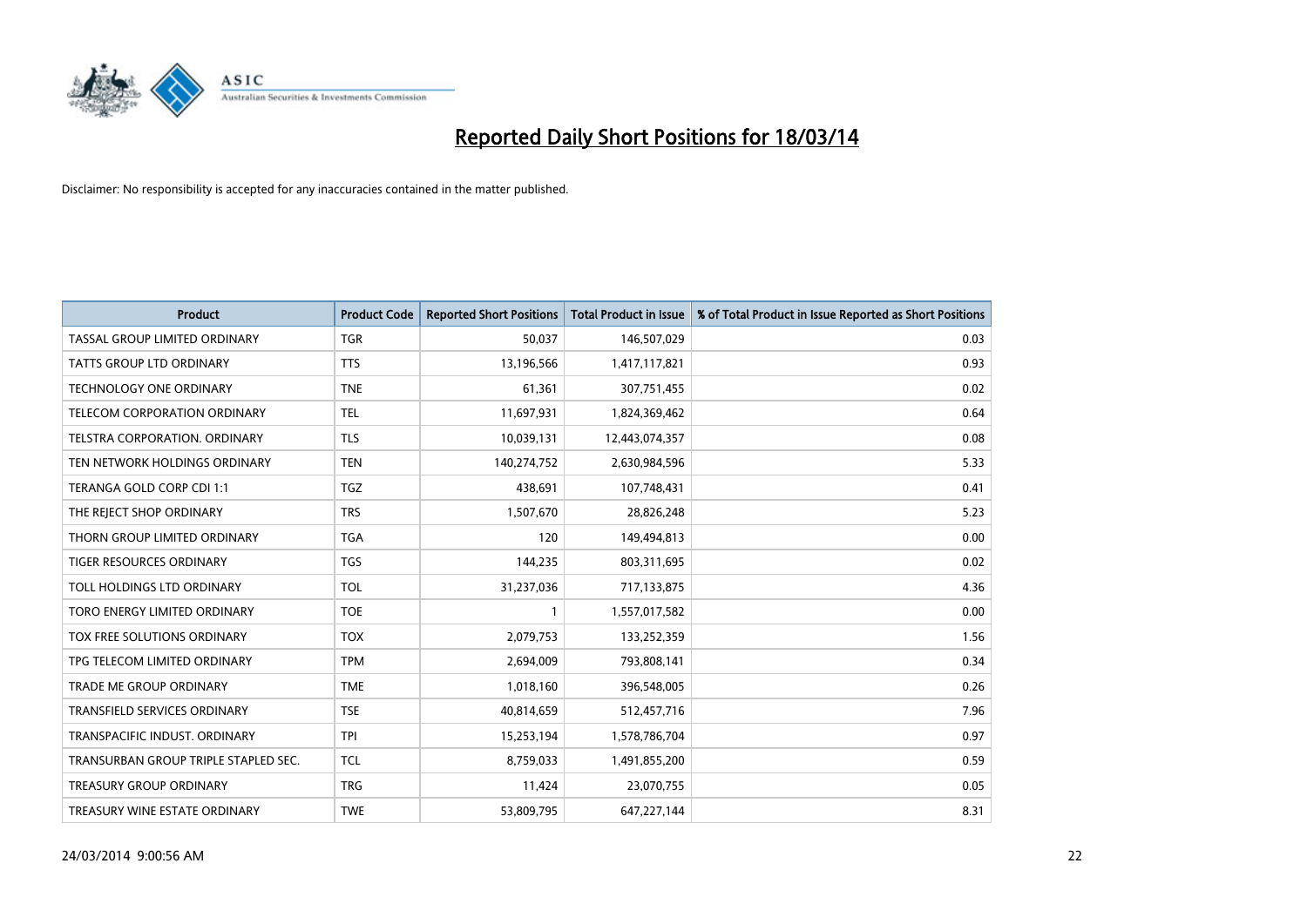# Reported Daily Short Positions for 18/03/14

Disclaimer: No responsibility is accepted for any inaccuracies contained in the matter published.

| Product | Product Code | Reported Short Positions | Total Product in Issue | % of Total Product in Issue Reported as Short Positions |
|---|---|---|---|---|
| TASSAL GROUP LIMITED ORDINARY | TGR | 50,037 | 146,507,029 | 0.03 |
| TATTS GROUP LTD ORDINARY | TTS | 13,196,566 | 1,417,117,821 | 0.93 |
| TECHNOLOGY ONE ORDINARY | TNE | 61,361 | 307,751,455 | 0.02 |
| TELECOM CORPORATION ORDINARY | TEL | 11,697,931 | 1,824,369,462 | 0.64 |
| TELSTRA CORPORATION. ORDINARY | TLS | 10,039,131 | 12,443,074,357 | 0.08 |
| TEN NETWORK HOLDINGS ORDINARY | TEN | 140,274,752 | 2,630,984,596 | 5.33 |
| TERANGA GOLD CORP CDI 1:1 | TGZ | 438,691 | 107,748,431 | 0.41 |
| THE REJECT SHOP ORDINARY | TRS | 1,507,670 | 28,826,248 | 5.23 |
| THORN GROUP LIMITED ORDINARY | TGA | 120 | 149,494,813 | 0.00 |
| TIGER RESOURCES ORDINARY | TGS | 144,235 | 803,311,695 | 0.02 |
| TOLL HOLDINGS LTD ORDINARY | TOL | 31,237,036 | 717,133,875 | 4.36 |
| TORO ENERGY LIMITED ORDINARY | TOE | 1 | 1,557,017,582 | 0.00 |
| TOX FREE SOLUTIONS ORDINARY | TOX | 2,079,753 | 133,252,359 | 1.56 |
| TPG TELECOM LIMITED ORDINARY | TPM | 2,694,009 | 793,808,141 | 0.34 |
| TRADE ME GROUP ORDINARY | TME | 1,018,160 | 396,548,005 | 0.26 |
| TRANSFIELD SERVICES ORDINARY | TSE | 40,814,659 | 512,457,716 | 7.96 |
| TRANSPACIFIC INDUST. ORDINARY | TPI | 15,253,194 | 1,578,786,704 | 0.97 |
| TRANSURBAN GROUP TRIPLE STAPLED SEC. | TCL | 8,759,033 | 1,491,855,200 | 0.59 |
| TREASURY GROUP ORDINARY | TRG | 11,424 | 23,070,755 | 0.05 |
| TREASURY WINE ESTATE ORDINARY | TWE | 53,809,795 | 647,227,144 | 8.31 |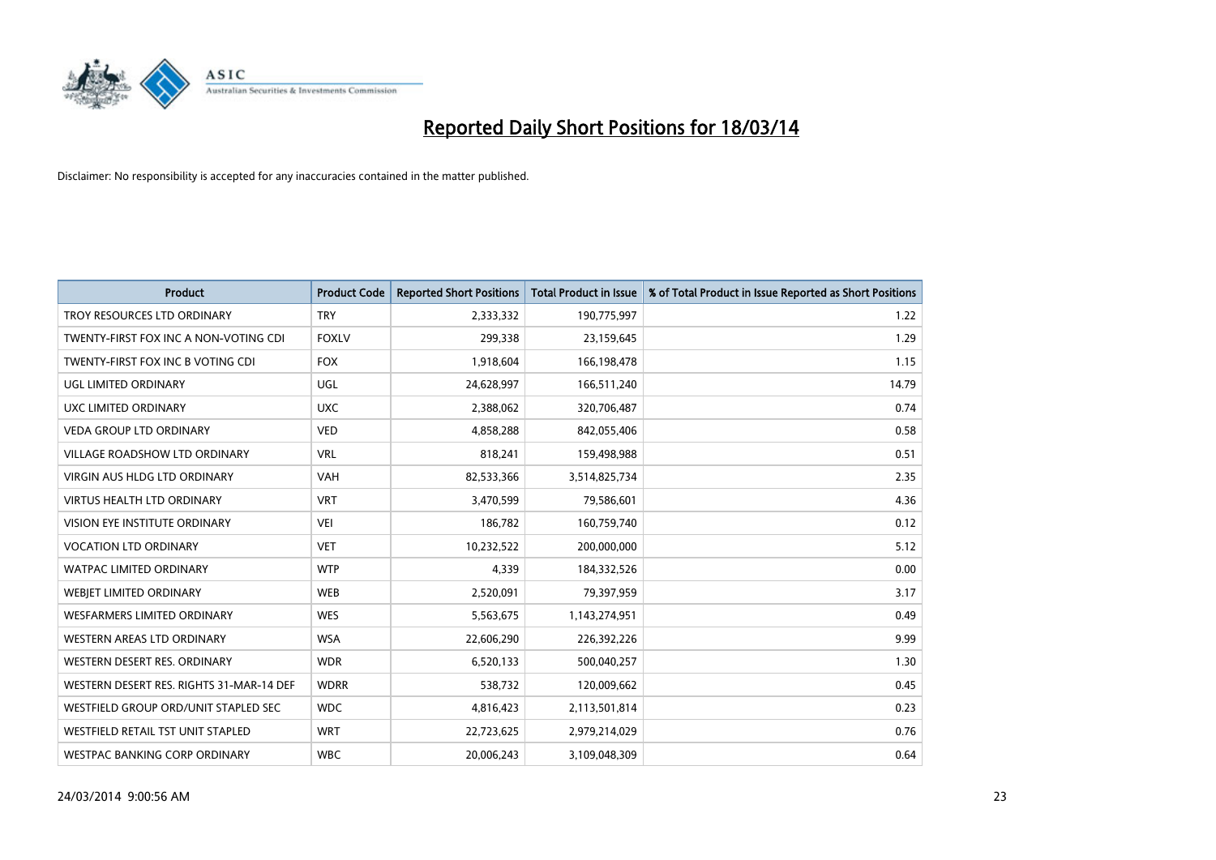# Reported Daily Short Positions for 18/03/14

Disclaimer: No responsibility is accepted for any inaccuracies contained in the matter published.

| Product | Product Code | Reported Short Positions | Total Product in Issue | % of Total Product in Issue Reported as Short Positions |
|---|---|---|---|---|
| TROY RESOURCES LTD ORDINARY | TRY | 2,333,332 | 190,775,997 | 1.22 |
| TWENTY-FIRST FOX INC A NON-VOTING CDI | FOXLV | 299,338 | 23,159,645 | 1.29 |
| TWENTY-FIRST FOX INC B VOTING CDI | FOX | 1,918,604 | 166,198,478 | 1.15 |
| UGL LIMITED ORDINARY | UGL | 24,628,997 | 166,511,240 | 14.79 |
| UXC LIMITED ORDINARY | UXC | 2,388,062 | 320,706,487 | 0.74 |
| VEDA GROUP LTD ORDINARY | VED | 4,858,288 | 842,055,406 | 0.58 |
| VILLAGE ROADSHOW LTD ORDINARY | VRL | 818,241 | 159,498,988 | 0.51 |
| VIRGIN AUS HLDG LTD ORDINARY | VAH | 82,533,366 | 3,514,825,734 | 2.35 |
| VIRTUS HEALTH LTD ORDINARY | VRT | 3,470,599 | 79,586,601 | 4.36 |
| VISION EYE INSTITUTE ORDINARY | VEI | 186,782 | 160,759,740 | 0.12 |
| VOCATION LTD ORDINARY | VET | 10,232,522 | 200,000,000 | 5.12 |
| WATPAC LIMITED ORDINARY | WTP | 4,339 | 184,332,526 | 0.00 |
| WEBJET LIMITED ORDINARY | WEB | 2,520,091 | 79,397,959 | 3.17 |
| WESFARMERS LIMITED ORDINARY | WES | 5,563,675 | 1,143,274,951 | 0.49 |
| WESTERN AREAS LTD ORDINARY | WSA | 22,606,290 | 226,392,226 | 9.99 |
| WESTERN DESERT RES. ORDINARY | WDR | 6,520,133 | 500,040,257 | 1.30 |
| WESTERN DESERT RES. RIGHTS 31-MAR-14 DEF | WDRR | 538,732 | 120,009,662 | 0.45 |
| WESTFIELD GROUP ORD/UNIT STAPLED SEC | WDC | 4,816,423 | 2,113,501,814 | 0.23 |
| WESTFIELD RETAIL TST UNIT STAPLED | WRT | 22,723,625 | 2,979,214,029 | 0.76 |
| WESTPAC BANKING CORP ORDINARY | WBC | 20,006,243 | 3,109,048,309 | 0.64 |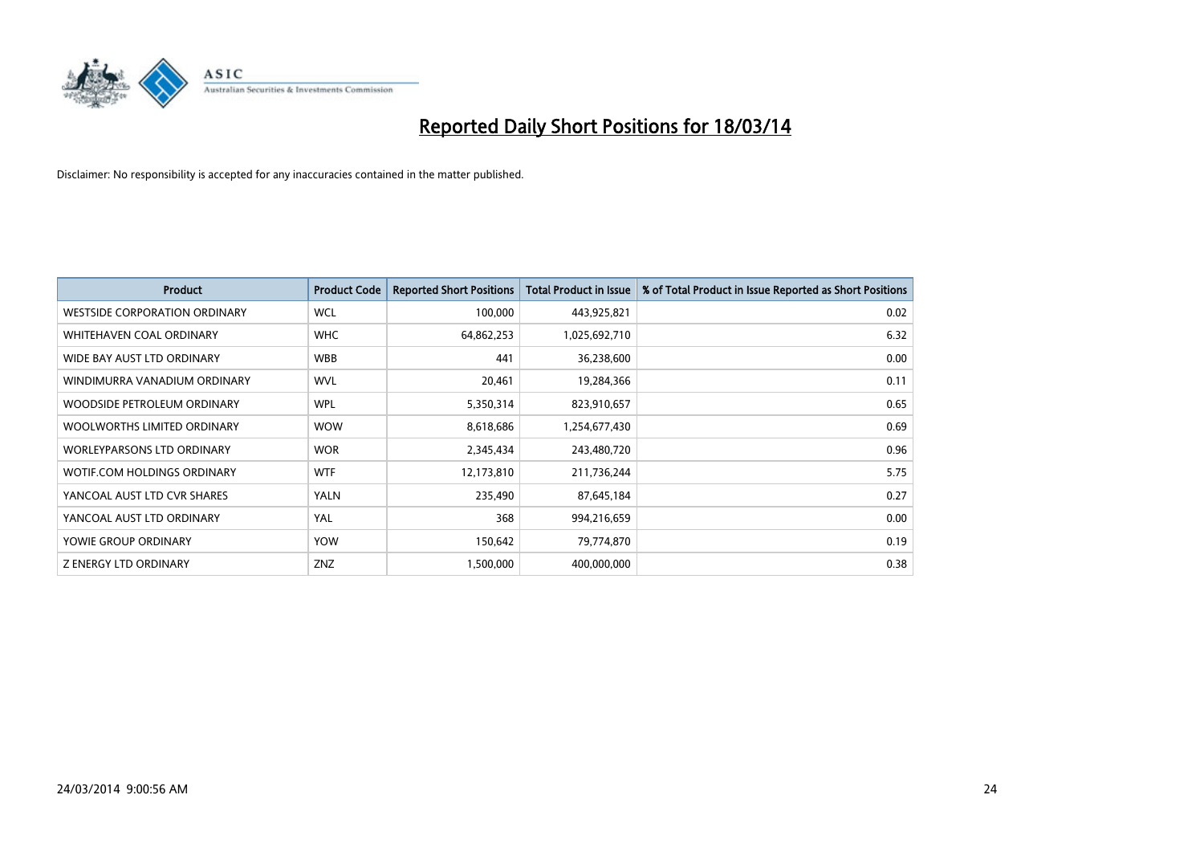# Reported Daily Short Positions for 18/03/14

Disclaimer: No responsibility is accepted for any inaccuracies contained in the matter published.

| Product | Product Code | Reported Short Positions | Total Product in Issue | % of Total Product in Issue Reported as Short Positions |
|---|---|---|---|---|
| WESTSIDE CORPORATION ORDINARY | WCL | 100,000 | 443,925,821 | 0.02 |
| WHITEHAVEN COAL ORDINARY | WHC | 64,862,253 | 1,025,692,710 | 6.32 |
| WIDE BAY AUST LTD ORDINARY | WBB | 441 | 36,238,600 | 0.00 |
| WINDIMURRA VANADIUM ORDINARY | WVL | 20,461 | 19,284,366 | 0.11 |
| WOODSIDE PETROLEUM ORDINARY | WPL | 5,350,314 | 823,910,657 | 0.65 |
| WOOLWORTHS LIMITED ORDINARY | WOW | 8,618,686 | 1,254,677,430 | 0.69 |
| WORLEYPARSONS LTD ORDINARY | WOR | 2,345,434 | 243,480,720 | 0.96 |
| WOTIF.COM HOLDINGS ORDINARY | WTF | 12,173,810 | 211,736,244 | 5.75 |
| YANCOAL AUST LTD CVR SHARES | YALN | 235,490 | 87,645,184 | 0.27 |
| YANCOAL AUST LTD ORDINARY | YAL | 368 | 994,216,659 | 0.00 |
| YOWIE GROUP ORDINARY | YOW | 150,642 | 79,774,870 | 0.19 |
| Z ENERGY LTD ORDINARY | ZNZ | 1,500,000 | 400,000,000 | 0.38 |